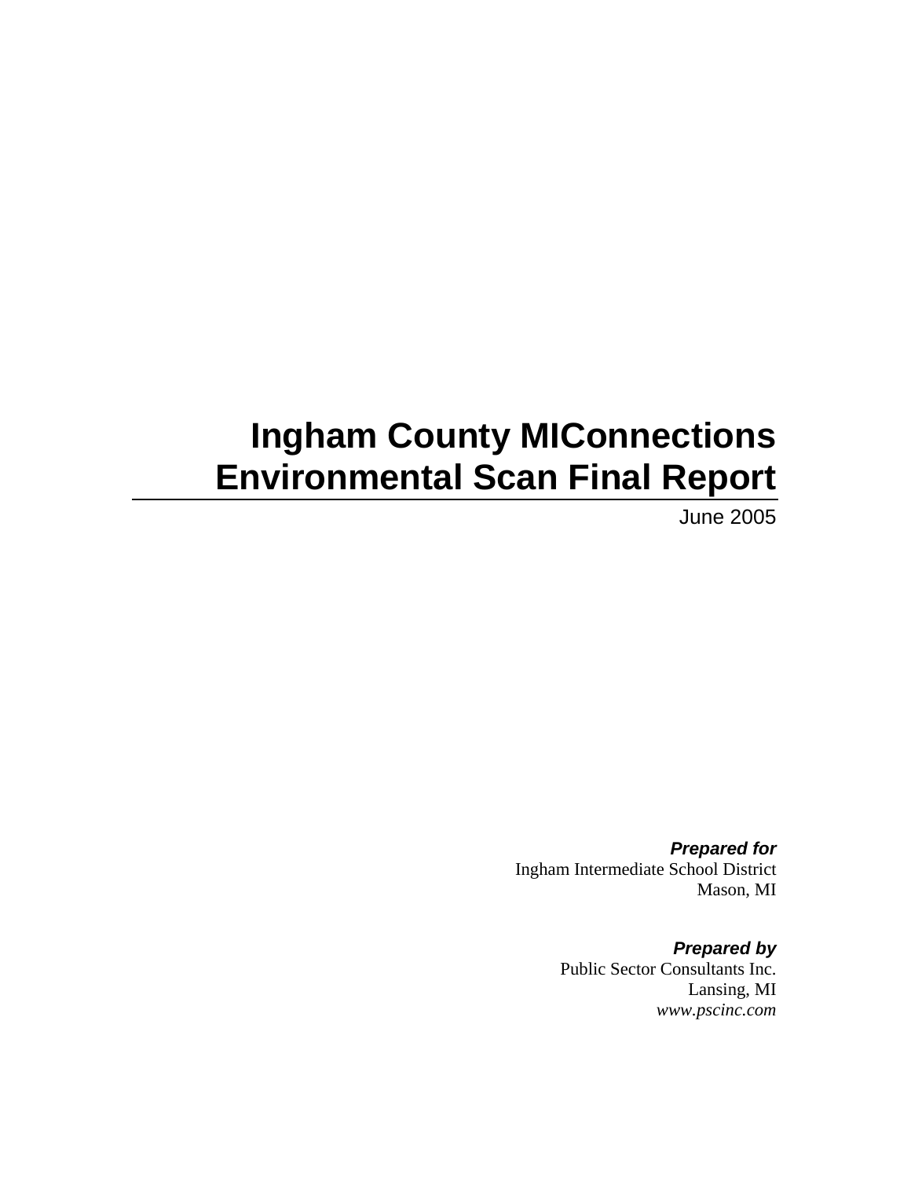# Ingham County MIConnections Environmental Scan Final Report

June 2005

***Prepared for***
Ingham Intermediate School District
Mason, MI

***Prepared by***
Public Sector Consultants Inc.
Lansing, MI
*www.pscinc.com*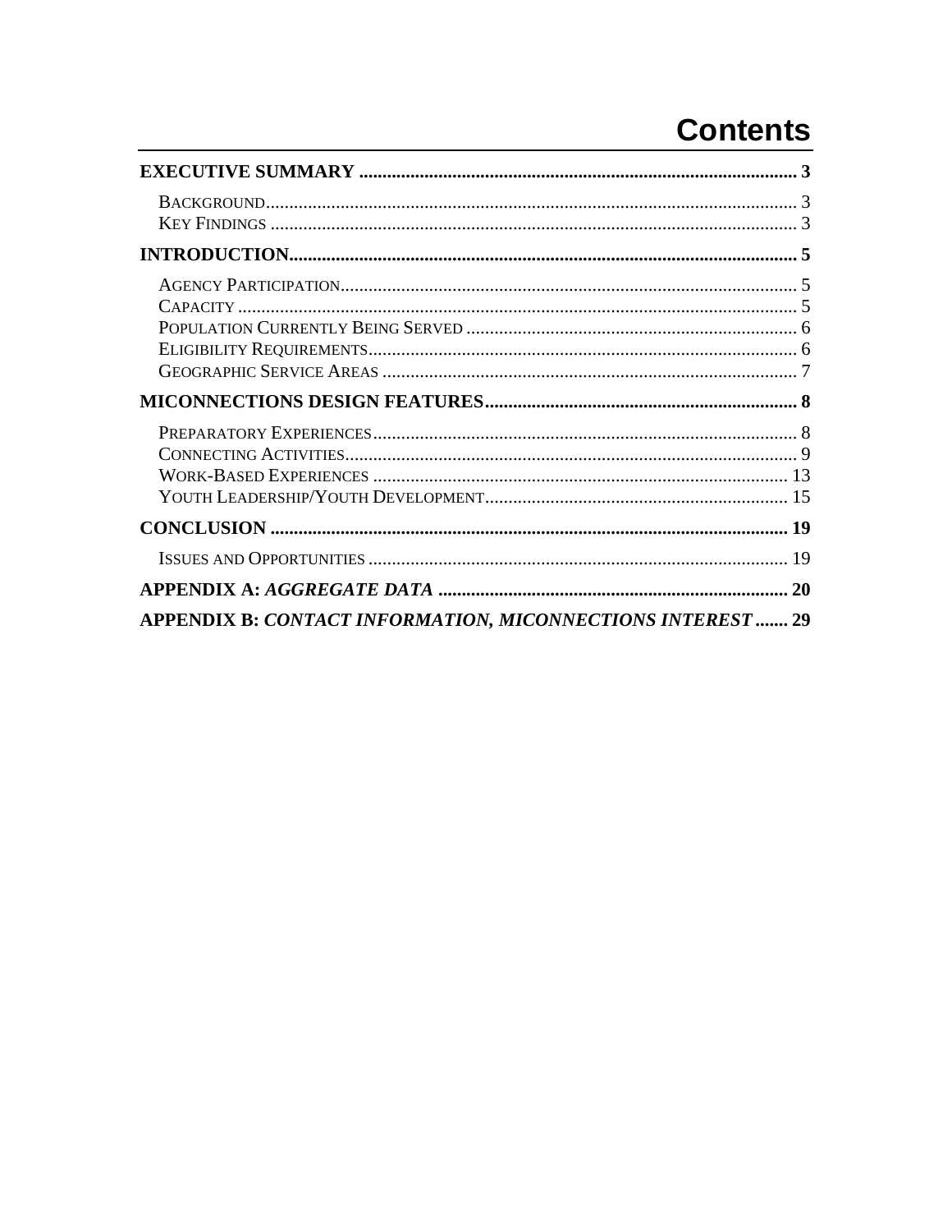# Contents

**EXECUTIVE SUMMARY** ..... **3**

- Background ..... 3
- Key Findings ..... 3

**INTRODUCTION** ..... **5**

- Agency Participation ..... 5
- Capacity ..... 5
- Population Currently Being Served ..... 6
- Eligibility Requirements ..... 6
- Geographic Service Areas ..... 7

**MICONNECTIONS DESIGN FEATURES** ..... **8**

- Preparatory Experiences ..... 8
- Connecting Activities ..... 9
- Work-Based Experiences ..... 13
- Youth Leadership/Youth Development ..... 15

**CONCLUSION** ..... **19**

- Issues and Opportunities ..... 19

**APPENDIX A:** ***AGGREGATE DATA*** ..... **20**

**APPENDIX B:** ***CONTACT INFORMATION, MICONNECTIONS INTEREST*** ..... **29**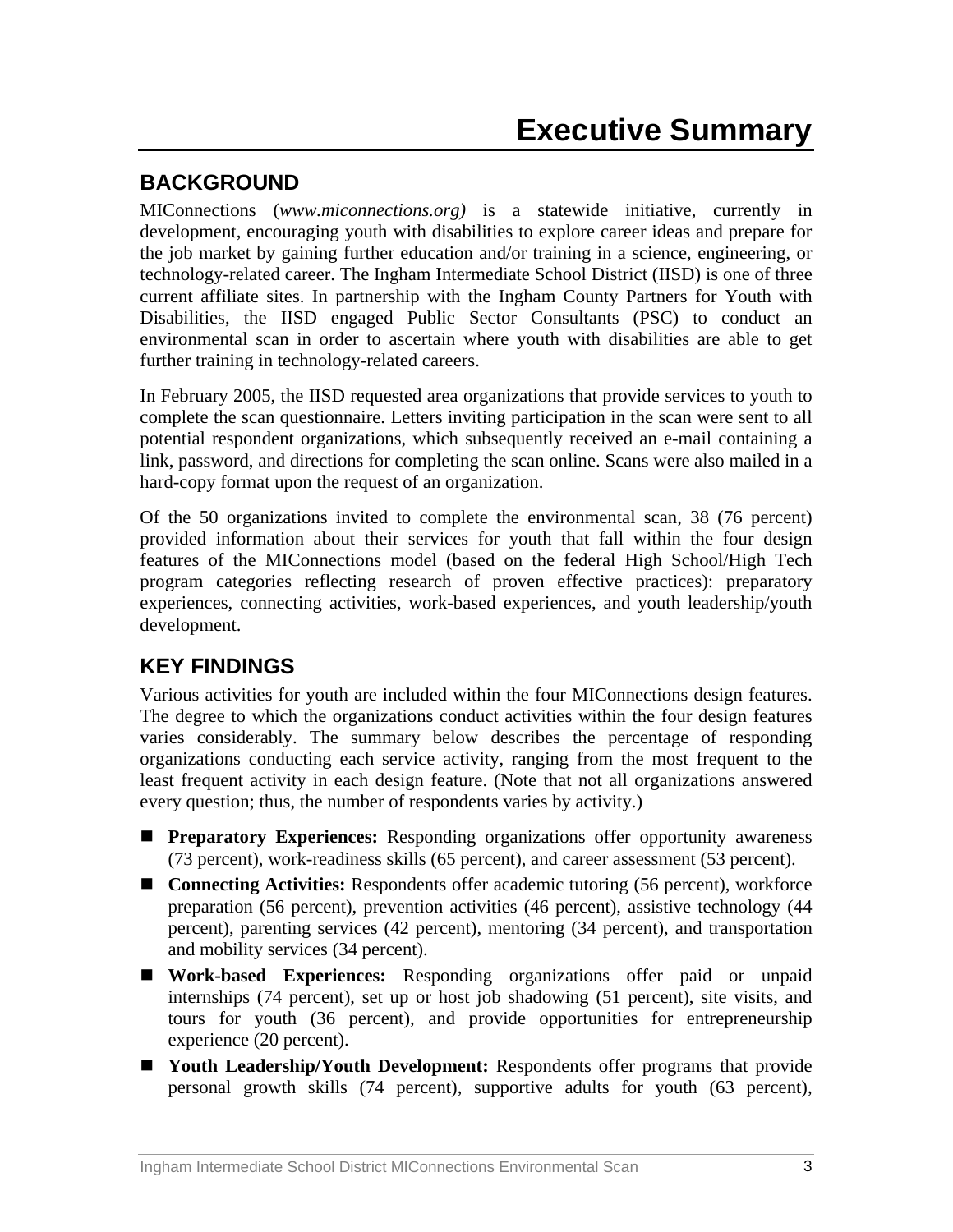# Executive Summary

## BACKGROUND

MIConnections (*www.miconnections.org)* is a statewide initiative, currently in development, encouraging youth with disabilities to explore career ideas and prepare for the job market by gaining further education and/or training in a science, engineering, or technology-related career. The Ingham Intermediate School District (IISD) is one of three current affiliate sites. In partnership with the Ingham County Partners for Youth with Disabilities, the IISD engaged Public Sector Consultants (PSC) to conduct an environmental scan in order to ascertain where youth with disabilities are able to get further training in technology-related careers.

In February 2005, the IISD requested area organizations that provide services to youth to complete the scan questionnaire. Letters inviting participation in the scan were sent to all potential respondent organizations, which subsequently received an e-mail containing a link, password, and directions for completing the scan online. Scans were also mailed in a hard-copy format upon the request of an organization.

Of the 50 organizations invited to complete the environmental scan, 38 (76 percent) provided information about their services for youth that fall within the four design features of the MIConnections model (based on the federal High School/High Tech program categories reflecting research of proven effective practices): preparatory experiences, connecting activities, work-based experiences, and youth leadership/youth development.

## KEY FINDINGS

Various activities for youth are included within the four MIConnections design features. The degree to which the organizations conduct activities within the four design features varies considerably. The summary below describes the percentage of responding organizations conducting each service activity, ranging from the most frequent to the least frequent activity in each design feature. (Note that not all organizations answered every question; thus, the number of respondents varies by activity.)

- **Preparatory Experiences:** Responding organizations offer opportunity awareness (73 percent), work-readiness skills (65 percent), and career assessment (53 percent).
- **Connecting Activities:** Respondents offer academic tutoring (56 percent), workforce preparation (56 percent), prevention activities (46 percent), assistive technology (44 percent), parenting services (42 percent), mentoring (34 percent), and transportation and mobility services (34 percent).
- **Work-based Experiences:** Responding organizations offer paid or unpaid internships (74 percent), set up or host job shadowing (51 percent), site visits, and tours for youth (36 percent), and provide opportunities for entrepreneurship experience (20 percent).
- **Youth Leadership/Youth Development:** Respondents offer programs that provide personal growth skills (74 percent), supportive adults for youth (63 percent),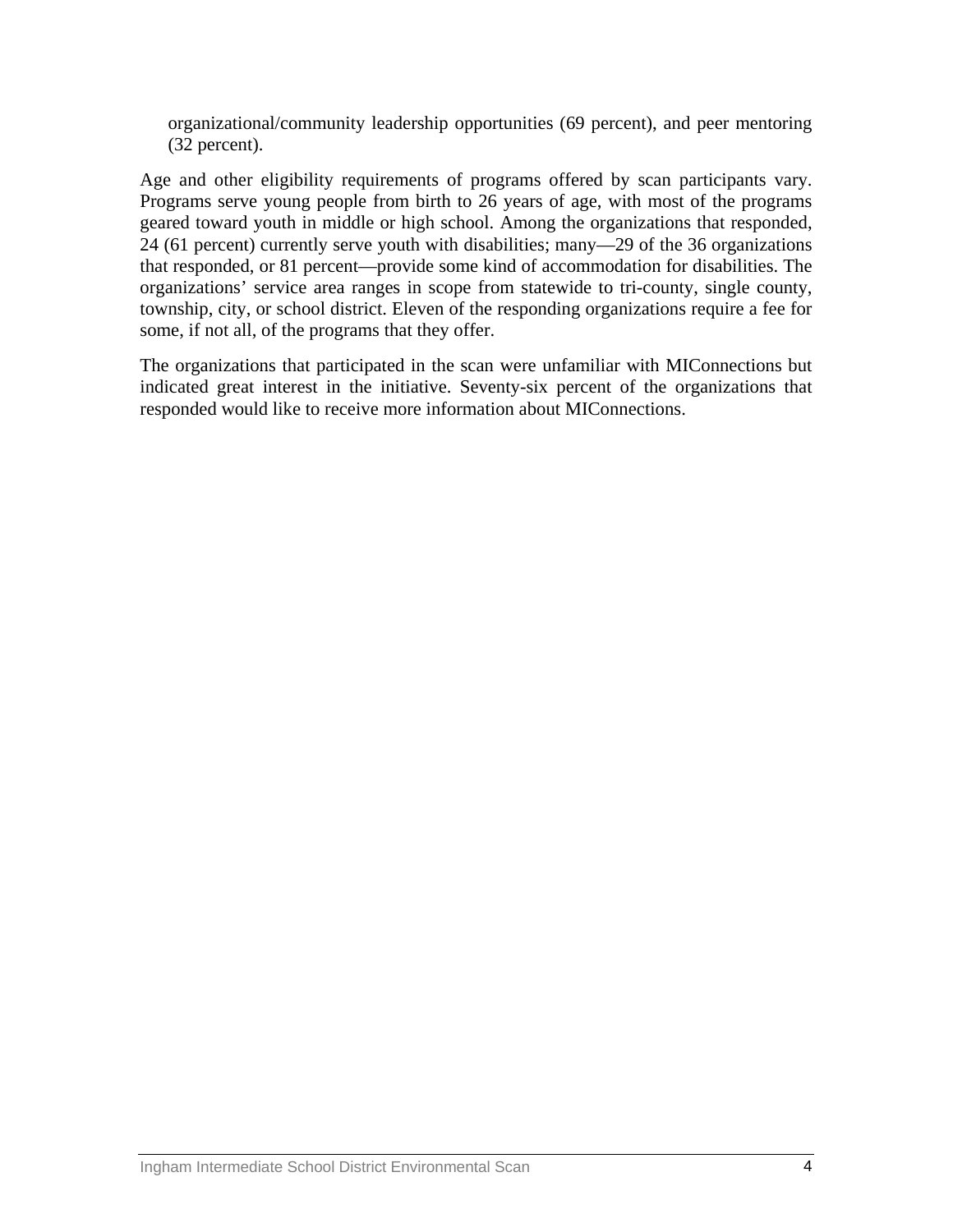organizational/community leadership opportunities (69 percent), and peer mentoring (32 percent).

Age and other eligibility requirements of programs offered by scan participants vary. Programs serve young people from birth to 26 years of age, with most of the programs geared toward youth in middle or high school. Among the organizations that responded, 24 (61 percent) currently serve youth with disabilities; many—29 of the 36 organizations that responded, or 81 percent—provide some kind of accommodation for disabilities. The organizations' service area ranges in scope from statewide to tri-county, single county, township, city, or school district. Eleven of the responding organizations require a fee for some, if not all, of the programs that they offer.

The organizations that participated in the scan were unfamiliar with MIConnections but indicated great interest in the initiative. Seventy-six percent of the organizations that responded would like to receive more information about MIConnections.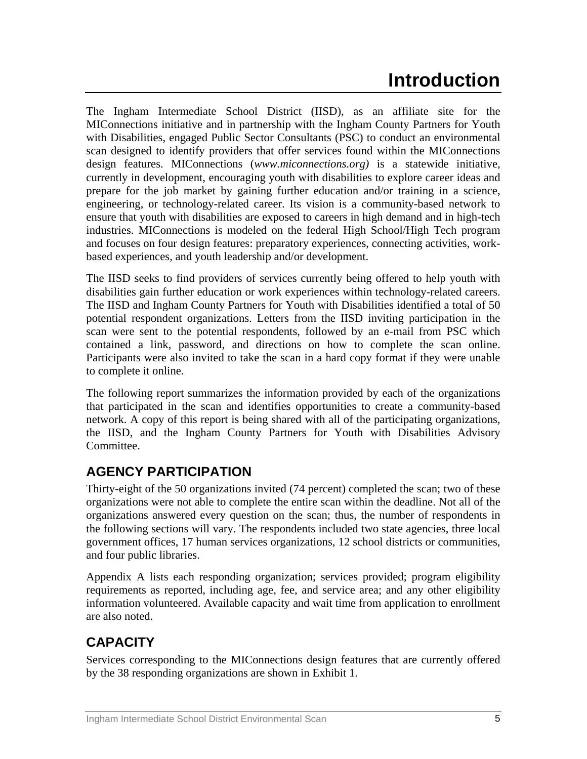# Introduction

The Ingham Intermediate School District (IISD), as an affiliate site for the MIConnections initiative and in partnership with the Ingham County Partners for Youth with Disabilities, engaged Public Sector Consultants (PSC) to conduct an environmental scan designed to identify providers that offer services found within the MIConnections design features. MIConnections (*www.miconnections.org)* is a statewide initiative, currently in development, encouraging youth with disabilities to explore career ideas and prepare for the job market by gaining further education and/or training in a science, engineering, or technology-related career. Its vision is a community-based network to ensure that youth with disabilities are exposed to careers in high demand and in high-tech industries. MIConnections is modeled on the federal High School/High Tech program and focuses on four design features: preparatory experiences, connecting activities, work-based experiences, and youth leadership and/or development.

The IISD seeks to find providers of services currently being offered to help youth with disabilities gain further education or work experiences within technology-related careers. The IISD and Ingham County Partners for Youth with Disabilities identified a total of 50 potential respondent organizations. Letters from the IISD inviting participation in the scan were sent to the potential respondents, followed by an e-mail from PSC which contained a link, password, and directions on how to complete the scan online. Participants were also invited to take the scan in a hard copy format if they were unable to complete it online.

The following report summarizes the information provided by each of the organizations that participated in the scan and identifies opportunities to create a community-based network. A copy of this report is being shared with all of the participating organizations, the IISD, and the Ingham County Partners for Youth with Disabilities Advisory Committee.

## AGENCY PARTICIPATION

Thirty-eight of the 50 organizations invited (74 percent) completed the scan; two of these organizations were not able to complete the entire scan within the deadline. Not all of the organizations answered every question on the scan; thus, the number of respondents in the following sections will vary. The respondents included two state agencies, three local government offices, 17 human services organizations, 12 school districts or communities, and four public libraries.

Appendix A lists each responding organization; services provided; program eligibility requirements as reported, including age, fee, and service area; and any other eligibility information volunteered. Available capacity and wait time from application to enrollment are also noted.

## CAPACITY

Services corresponding to the MIConnections design features that are currently offered by the 38 responding organizations are shown in Exhibit 1.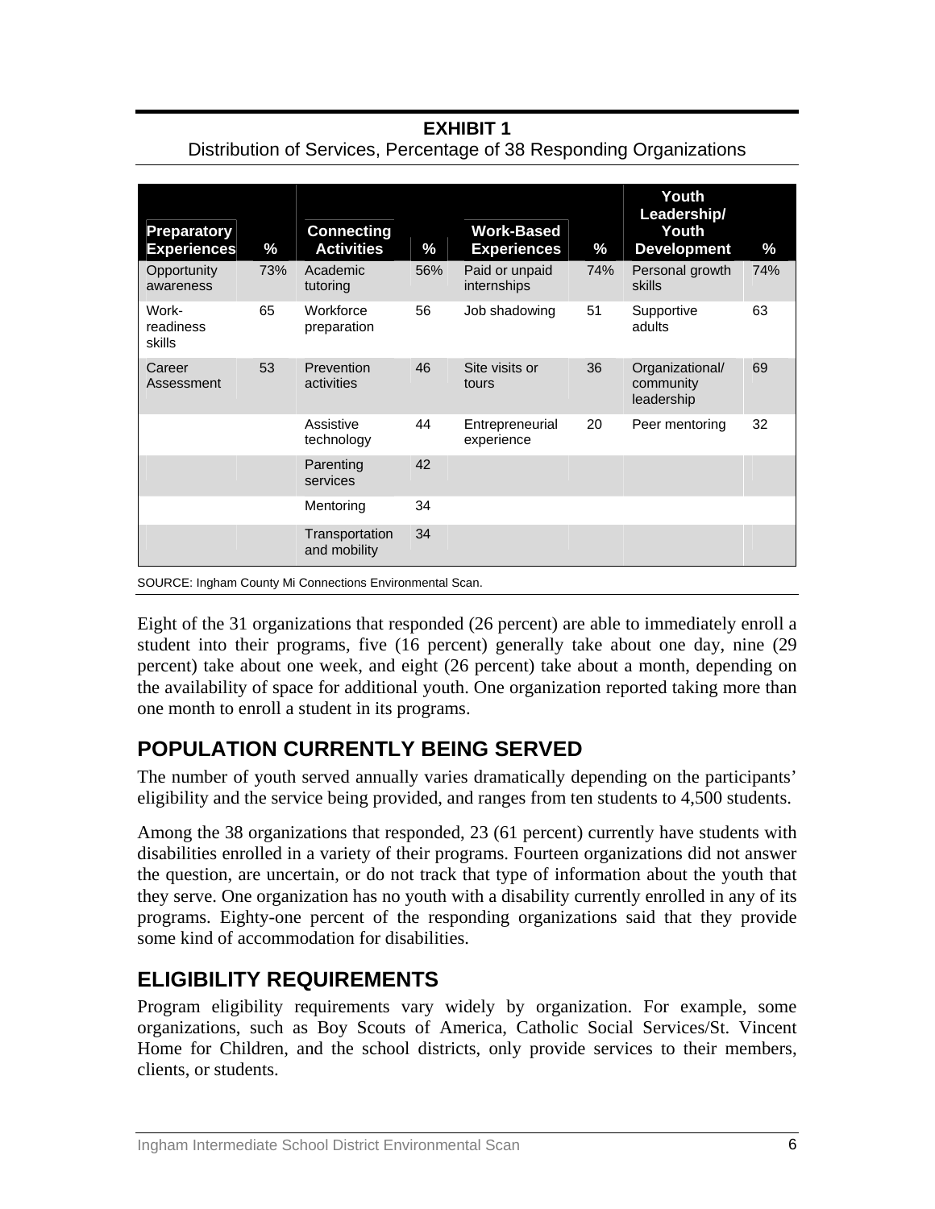**EXHIBIT 1**
Distribution of Services, Percentage of 38 Responding Organizations

| Preparatory Experiences | % | Connecting Activities | % | Work-Based Experiences | % | Youth Leadership/ Youth Development | % |
|---|---|---|---|---|---|---|---|
| Opportunity awareness | 73% | Academic tutoring | 56% | Paid or unpaid internships | 74% | Personal growth skills | 74% |
| Work-readiness skills | 65 | Workforce preparation | 56 | Job shadowing | 51 | Supportive adults | 63 |
| Career Assessment | 53 | Prevention activities | 46 | Site visits or tours | 36 | Organizational/ community leadership | 69 |
| | | Assistive technology | 44 | Entrepreneurial experience | 20 | Peer mentoring | 32 |
| | | Parenting services | 42 | | | | |
| | | Mentoring | 34 | | | | |
| | | Transportation and mobility | 34 | | | | |

SOURCE: Ingham County Mi Connections Environmental Scan.

Eight of the 31 organizations that responded (26 percent) are able to immediately enroll a student into their programs, five (16 percent) generally take about one day, nine (29 percent) take about one week, and eight (26 percent) take about a month, depending on the availability of space for additional youth. One organization reported taking more than one month to enroll a student in its programs.

## POPULATION CURRENTLY BEING SERVED

The number of youth served annually varies dramatically depending on the participants' eligibility and the service being provided, and ranges from ten students to 4,500 students.

Among the 38 organizations that responded, 23 (61 percent) currently have students with disabilities enrolled in a variety of their programs. Fourteen organizations did not answer the question, are uncertain, or do not track that type of information about the youth that they serve. One organization has no youth with a disability currently enrolled in any of its programs. Eighty-one percent of the responding organizations said that they provide some kind of accommodation for disabilities.

## ELIGIBILITY REQUIREMENTS

Program eligibility requirements vary widely by organization. For example, some organizations, such as Boy Scouts of America, Catholic Social Services/St. Vincent Home for Children, and the school districts, only provide services to their members, clients, or students.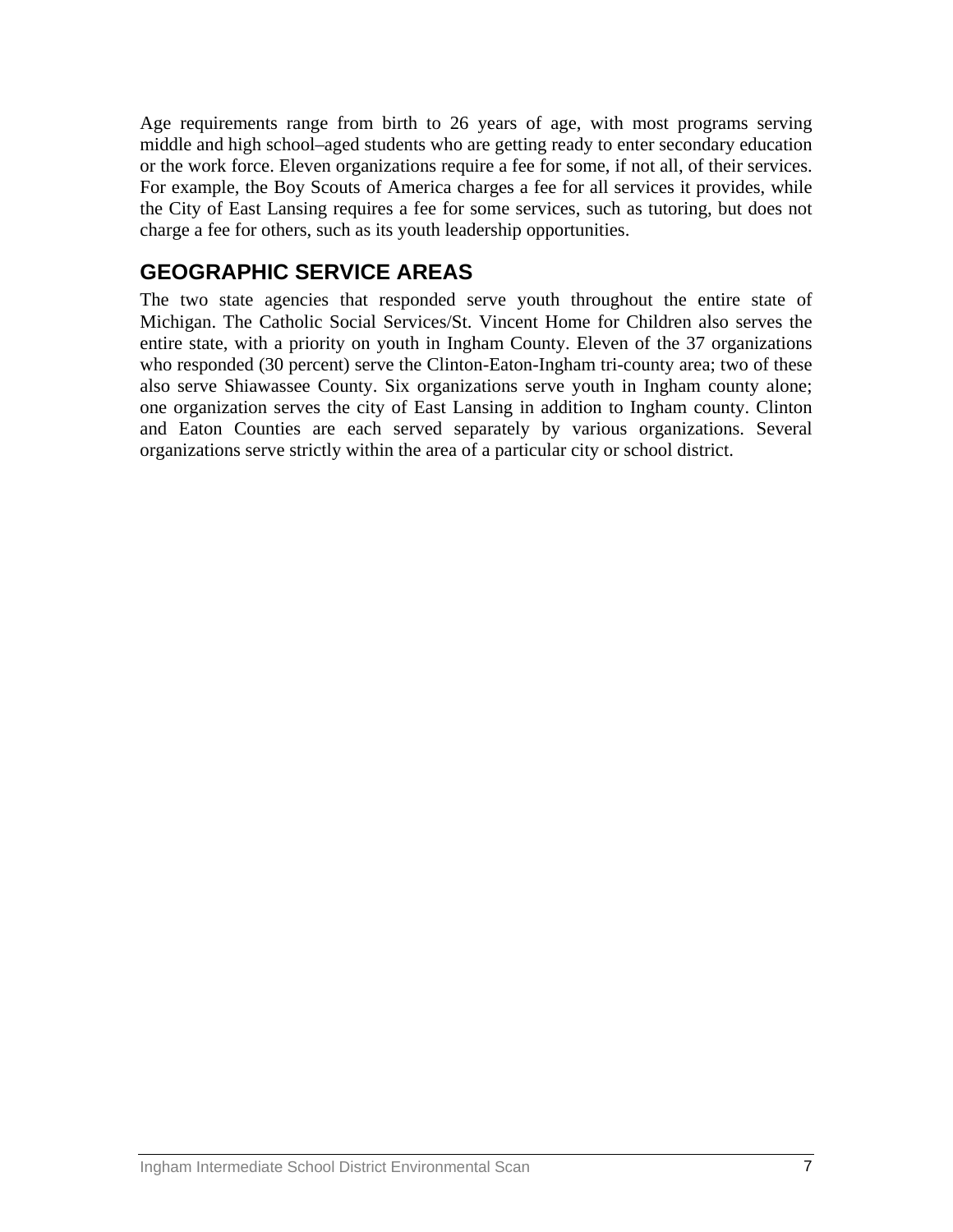Age requirements range from birth to 26 years of age, with most programs serving middle and high school–aged students who are getting ready to enter secondary education or the work force. Eleven organizations require a fee for some, if not all, of their services. For example, the Boy Scouts of America charges a fee for all services it provides, while the City of East Lansing requires a fee for some services, such as tutoring, but does not charge a fee for others, such as its youth leadership opportunities.

## GEOGRAPHIC SERVICE AREAS

The two state agencies that responded serve youth throughout the entire state of Michigan. The Catholic Social Services/St. Vincent Home for Children also serves the entire state, with a priority on youth in Ingham County. Eleven of the 37 organizations who responded (30 percent) serve the Clinton-Eaton-Ingham tri-county area; two of these also serve Shiawassee County. Six organizations serve youth in Ingham county alone; one organization serves the city of East Lansing in addition to Ingham county. Clinton and Eaton Counties are each served separately by various organizations. Several organizations serve strictly within the area of a particular city or school district.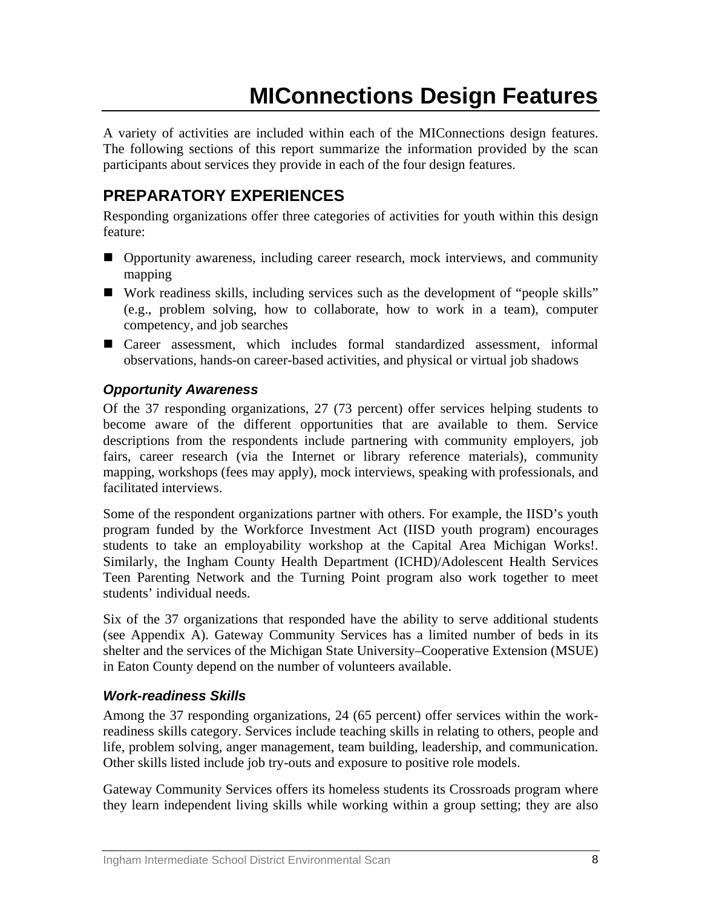# MIConnections Design Features

A variety of activities are included within each of the MIConnections design features. The following sections of this report summarize the information provided by the scan participants about services they provide in each of the four design features.

## PREPARATORY EXPERIENCES

Responding organizations offer three categories of activities for youth within this design feature:

- Opportunity awareness, including career research, mock interviews, and community mapping
- Work readiness skills, including services such as the development of "people skills" (e.g., problem solving, how to collaborate, how to work in a team), computer competency, and job searches
- Career assessment, which includes formal standardized assessment, informal observations, hands-on career-based activities, and physical or virtual job shadows

### *Opportunity Awareness*

Of the 37 responding organizations, 27 (73 percent) offer services helping students to become aware of the different opportunities that are available to them. Service descriptions from the respondents include partnering with community employers, job fairs, career research (via the Internet or library reference materials), community mapping, workshops (fees may apply), mock interviews, speaking with professionals, and facilitated interviews.

Some of the respondent organizations partner with others. For example, the IISD's youth program funded by the Workforce Investment Act (IISD youth program) encourages students to take an employability workshop at the Capital Area Michigan Works!. Similarly, the Ingham County Health Department (ICHD)/Adolescent Health Services Teen Parenting Network and the Turning Point program also work together to meet students' individual needs.

Six of the 37 organizations that responded have the ability to serve additional students (see Appendix A). Gateway Community Services has a limited number of beds in its shelter and the services of the Michigan State University–Cooperative Extension (MSUE) in Eaton County depend on the number of volunteers available.

### *Work-readiness Skills*

Among the 37 responding organizations, 24 (65 percent) offer services within the work-readiness skills category. Services include teaching skills in relating to others, people and life, problem solving, anger management, team building, leadership, and communication. Other skills listed include job try-outs and exposure to positive role models.

Gateway Community Services offers its homeless students its Crossroads program where they learn independent living skills while working within a group setting; they are also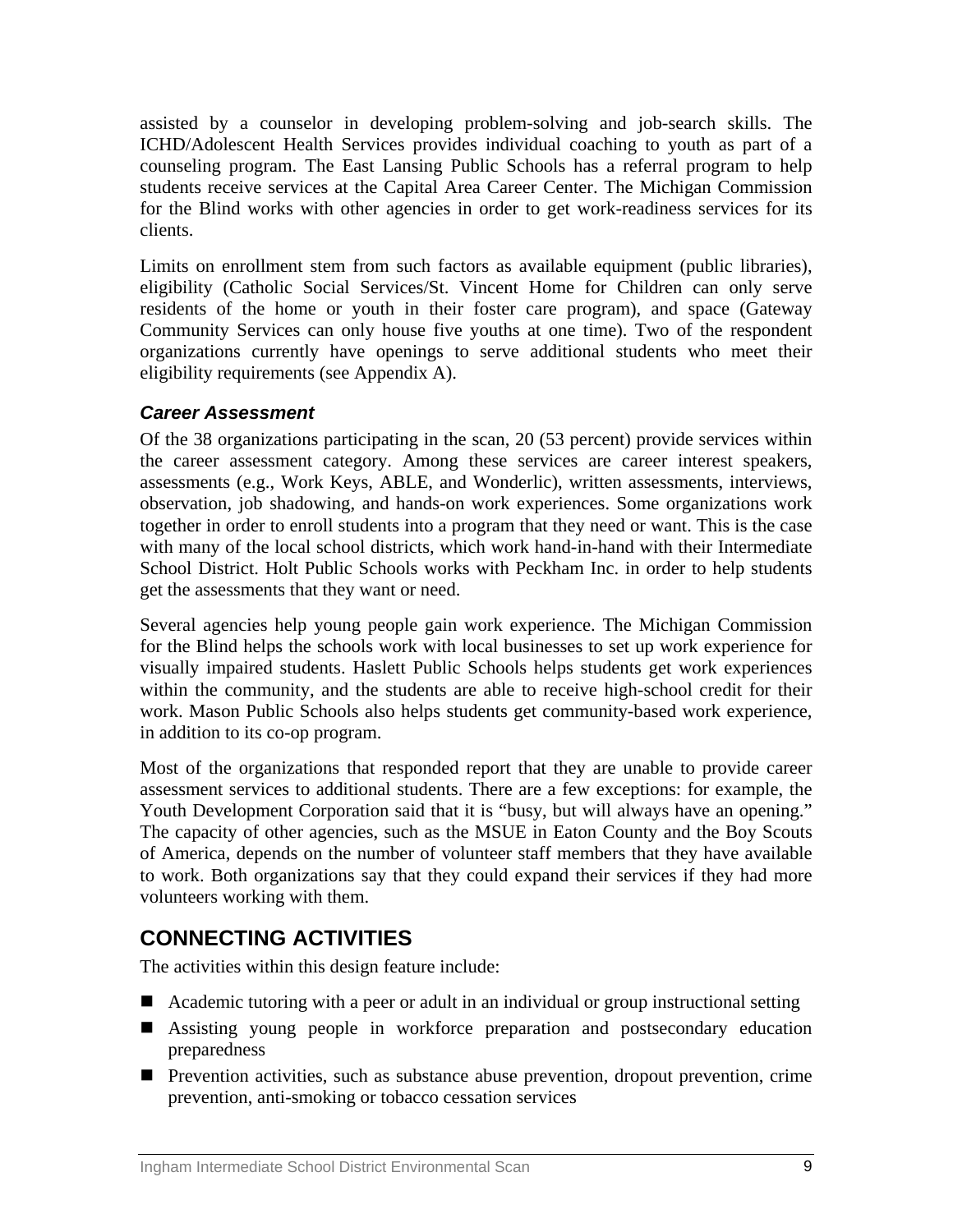assisted by a counselor in developing problem-solving and job-search skills. The ICHD/Adolescent Health Services provides individual coaching to youth as part of a counseling program. The East Lansing Public Schools has a referral program to help students receive services at the Capital Area Career Center. The Michigan Commission for the Blind works with other agencies in order to get work-readiness services for its clients.

Limits on enrollment stem from such factors as available equipment (public libraries), eligibility (Catholic Social Services/St. Vincent Home for Children can only serve residents of the home or youth in their foster care program), and space (Gateway Community Services can only house five youths at one time). Two of the respondent organizations currently have openings to serve additional students who meet their eligibility requirements (see Appendix A).

### *Career Assessment*

Of the 38 organizations participating in the scan, 20 (53 percent) provide services within the career assessment category. Among these services are career interest speakers, assessments (e.g., Work Keys, ABLE, and Wonderlic), written assessments, interviews, observation, job shadowing, and hands-on work experiences. Some organizations work together in order to enroll students into a program that they need or want. This is the case with many of the local school districts, which work hand-in-hand with their Intermediate School District. Holt Public Schools works with Peckham Inc. in order to help students get the assessments that they want or need.

Several agencies help young people gain work experience. The Michigan Commission for the Blind helps the schools work with local businesses to set up work experience for visually impaired students. Haslett Public Schools helps students get work experiences within the community, and the students are able to receive high-school credit for their work. Mason Public Schools also helps students get community-based work experience, in addition to its co-op program.

Most of the organizations that responded report that they are unable to provide career assessment services to additional students. There are a few exceptions: for example, the Youth Development Corporation said that it is "busy, but will always have an opening." The capacity of other agencies, such as the MSUE in Eaton County and the Boy Scouts of America, depends on the number of volunteer staff members that they have available to work. Both organizations say that they could expand their services if they had more volunteers working with them.

## CONNECTING ACTIVITIES

The activities within this design feature include:

- Academic tutoring with a peer or adult in an individual or group instructional setting
- Assisting young people in workforce preparation and postsecondary education preparedness
- Prevention activities, such as substance abuse prevention, dropout prevention, crime prevention, anti-smoking or tobacco cessation services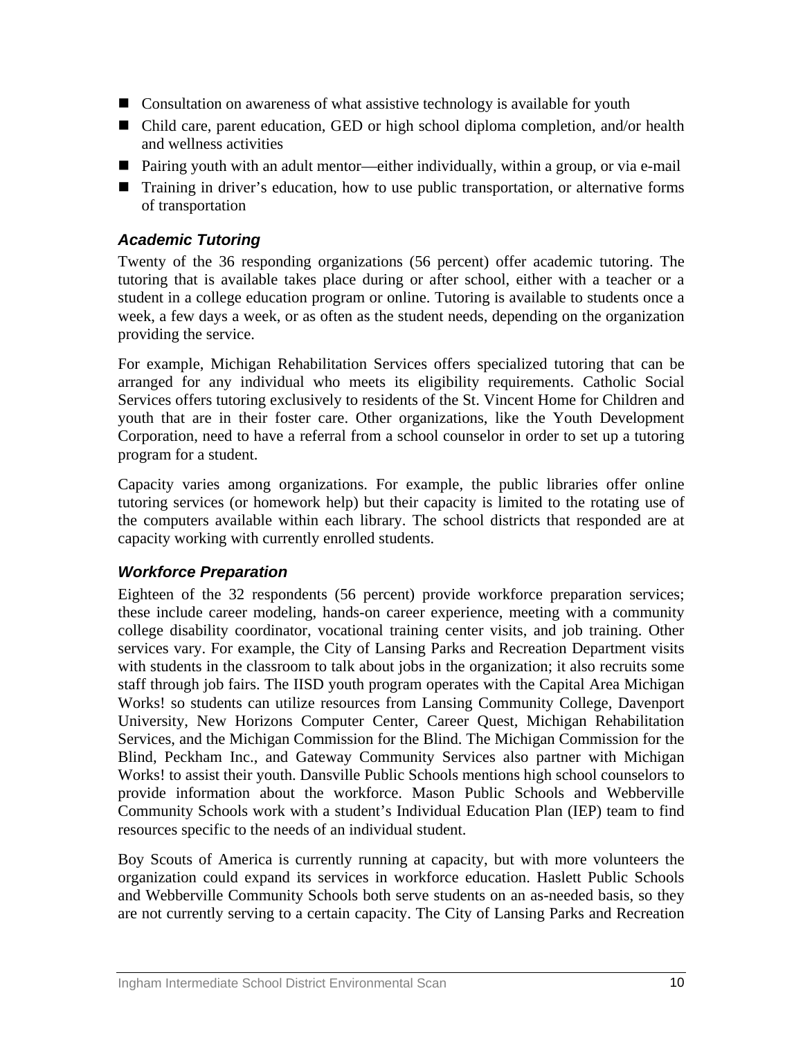- Consultation on awareness of what assistive technology is available for youth
- Child care, parent education, GED or high school diploma completion, and/or health and wellness activities
- Pairing youth with an adult mentor—either individually, within a group, or via e-mail
- Training in driver's education, how to use public transportation, or alternative forms of transportation

### *Academic Tutoring*

Twenty of the 36 responding organizations (56 percent) offer academic tutoring. The tutoring that is available takes place during or after school, either with a teacher or a student in a college education program or online. Tutoring is available to students once a week, a few days a week, or as often as the student needs, depending on the organization providing the service.

For example, Michigan Rehabilitation Services offers specialized tutoring that can be arranged for any individual who meets its eligibility requirements. Catholic Social Services offers tutoring exclusively to residents of the St. Vincent Home for Children and youth that are in their foster care. Other organizations, like the Youth Development Corporation, need to have a referral from a school counselor in order to set up a tutoring program for a student.

Capacity varies among organizations. For example, the public libraries offer online tutoring services (or homework help) but their capacity is limited to the rotating use of the computers available within each library. The school districts that responded are at capacity working with currently enrolled students.

### *Workforce Preparation*

Eighteen of the 32 respondents (56 percent) provide workforce preparation services; these include career modeling, hands-on career experience, meeting with a community college disability coordinator, vocational training center visits, and job training. Other services vary. For example, the City of Lansing Parks and Recreation Department visits with students in the classroom to talk about jobs in the organization; it also recruits some staff through job fairs. The IISD youth program operates with the Capital Area Michigan Works! so students can utilize resources from Lansing Community College, Davenport University, New Horizons Computer Center, Career Quest, Michigan Rehabilitation Services, and the Michigan Commission for the Blind. The Michigan Commission for the Blind, Peckham Inc., and Gateway Community Services also partner with Michigan Works! to assist their youth. Dansville Public Schools mentions high school counselors to provide information about the workforce. Mason Public Schools and Webberville Community Schools work with a student's Individual Education Plan (IEP) team to find resources specific to the needs of an individual student.

Boy Scouts of America is currently running at capacity, but with more volunteers the organization could expand its services in workforce education. Haslett Public Schools and Webberville Community Schools both serve students on an as-needed basis, so they are not currently serving to a certain capacity. The City of Lansing Parks and Recreation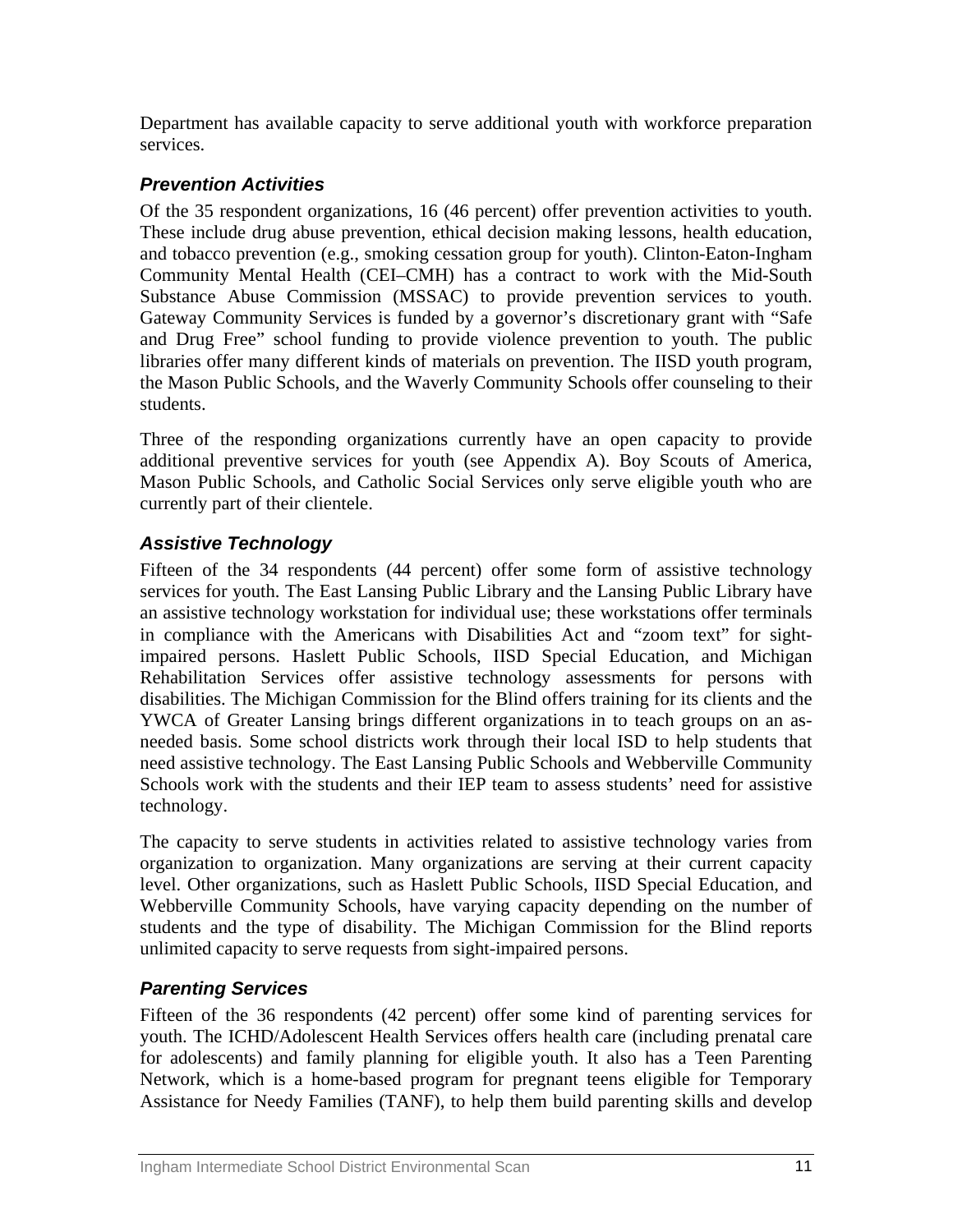Department has available capacity to serve additional youth with workforce preparation services.

### *Prevention Activities*

Of the 35 respondent organizations, 16 (46 percent) offer prevention activities to youth. These include drug abuse prevention, ethical decision making lessons, health education, and tobacco prevention (e.g., smoking cessation group for youth). Clinton-Eaton-Ingham Community Mental Health (CEI–CMH) has a contract to work with the Mid-South Substance Abuse Commission (MSSAC) to provide prevention services to youth. Gateway Community Services is funded by a governor's discretionary grant with "Safe and Drug Free" school funding to provide violence prevention to youth. The public libraries offer many different kinds of materials on prevention. The IISD youth program, the Mason Public Schools, and the Waverly Community Schools offer counseling to their students.

Three of the responding organizations currently have an open capacity to provide additional preventive services for youth (see Appendix A). Boy Scouts of America, Mason Public Schools, and Catholic Social Services only serve eligible youth who are currently part of their clientele.

### *Assistive Technology*

Fifteen of the 34 respondents (44 percent) offer some form of assistive technology services for youth. The East Lansing Public Library and the Lansing Public Library have an assistive technology workstation for individual use; these workstations offer terminals in compliance with the Americans with Disabilities Act and "zoom text" for sight-impaired persons. Haslett Public Schools, IISD Special Education, and Michigan Rehabilitation Services offer assistive technology assessments for persons with disabilities. The Michigan Commission for the Blind offers training for its clients and the YWCA of Greater Lansing brings different organizations in to teach groups on an as-needed basis. Some school districts work through their local ISD to help students that need assistive technology. The East Lansing Public Schools and Webberville Community Schools work with the students and their IEP team to assess students' need for assistive technology.

The capacity to serve students in activities related to assistive technology varies from organization to organization. Many organizations are serving at their current capacity level. Other organizations, such as Haslett Public Schools, IISD Special Education, and Webberville Community Schools, have varying capacity depending on the number of students and the type of disability. The Michigan Commission for the Blind reports unlimited capacity to serve requests from sight-impaired persons.

### *Parenting Services*

Fifteen of the 36 respondents (42 percent) offer some kind of parenting services for youth. The ICHD/Adolescent Health Services offers health care (including prenatal care for adolescents) and family planning for eligible youth. It also has a Teen Parenting Network, which is a home-based program for pregnant teens eligible for Temporary Assistance for Needy Families (TANF), to help them build parenting skills and develop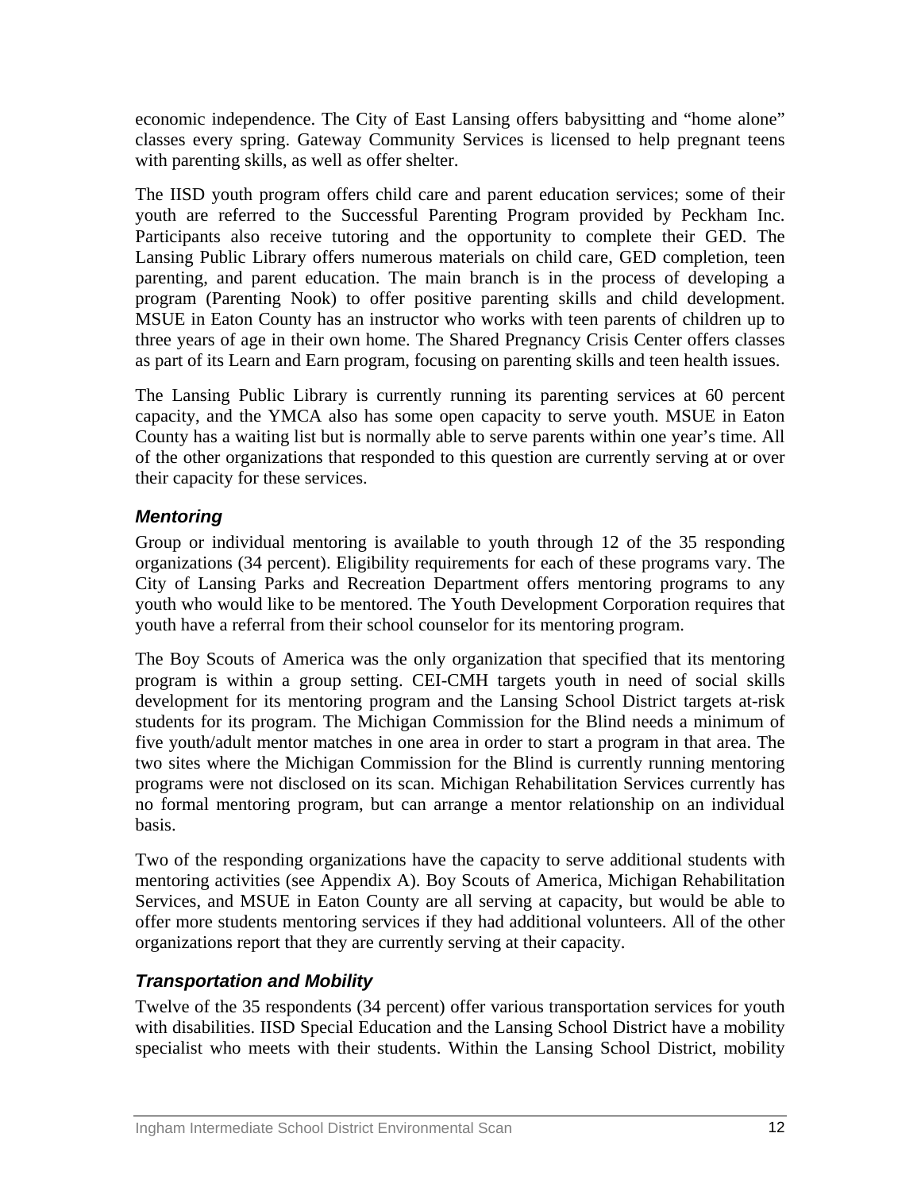economic independence. The City of East Lansing offers babysitting and "home alone" classes every spring. Gateway Community Services is licensed to help pregnant teens with parenting skills, as well as offer shelter.

The IISD youth program offers child care and parent education services; some of their youth are referred to the Successful Parenting Program provided by Peckham Inc. Participants also receive tutoring and the opportunity to complete their GED. The Lansing Public Library offers numerous materials on child care, GED completion, teen parenting, and parent education. The main branch is in the process of developing a program (Parenting Nook) to offer positive parenting skills and child development. MSUE in Eaton County has an instructor who works with teen parents of children up to three years of age in their own home. The Shared Pregnancy Crisis Center offers classes as part of its Learn and Earn program, focusing on parenting skills and teen health issues.

The Lansing Public Library is currently running its parenting services at 60 percent capacity, and the YMCA also has some open capacity to serve youth. MSUE in Eaton County has a waiting list but is normally able to serve parents within one year's time. All of the other organizations that responded to this question are currently serving at or over their capacity for these services.

### *Mentoring*

Group or individual mentoring is available to youth through 12 of the 35 responding organizations (34 percent). Eligibility requirements for each of these programs vary. The City of Lansing Parks and Recreation Department offers mentoring programs to any youth who would like to be mentored. The Youth Development Corporation requires that youth have a referral from their school counselor for its mentoring program.

The Boy Scouts of America was the only organization that specified that its mentoring program is within a group setting. CEI-CMH targets youth in need of social skills development for its mentoring program and the Lansing School District targets at-risk students for its program. The Michigan Commission for the Blind needs a minimum of five youth/adult mentor matches in one area in order to start a program in that area. The two sites where the Michigan Commission for the Blind is currently running mentoring programs were not disclosed on its scan. Michigan Rehabilitation Services currently has no formal mentoring program, but can arrange a mentor relationship on an individual basis.

Two of the responding organizations have the capacity to serve additional students with mentoring activities (see Appendix A). Boy Scouts of America, Michigan Rehabilitation Services, and MSUE in Eaton County are all serving at capacity, but would be able to offer more students mentoring services if they had additional volunteers. All of the other organizations report that they are currently serving at their capacity.

### *Transportation and Mobility*

Twelve of the 35 respondents (34 percent) offer various transportation services for youth with disabilities. IISD Special Education and the Lansing School District have a mobility specialist who meets with their students. Within the Lansing School District, mobility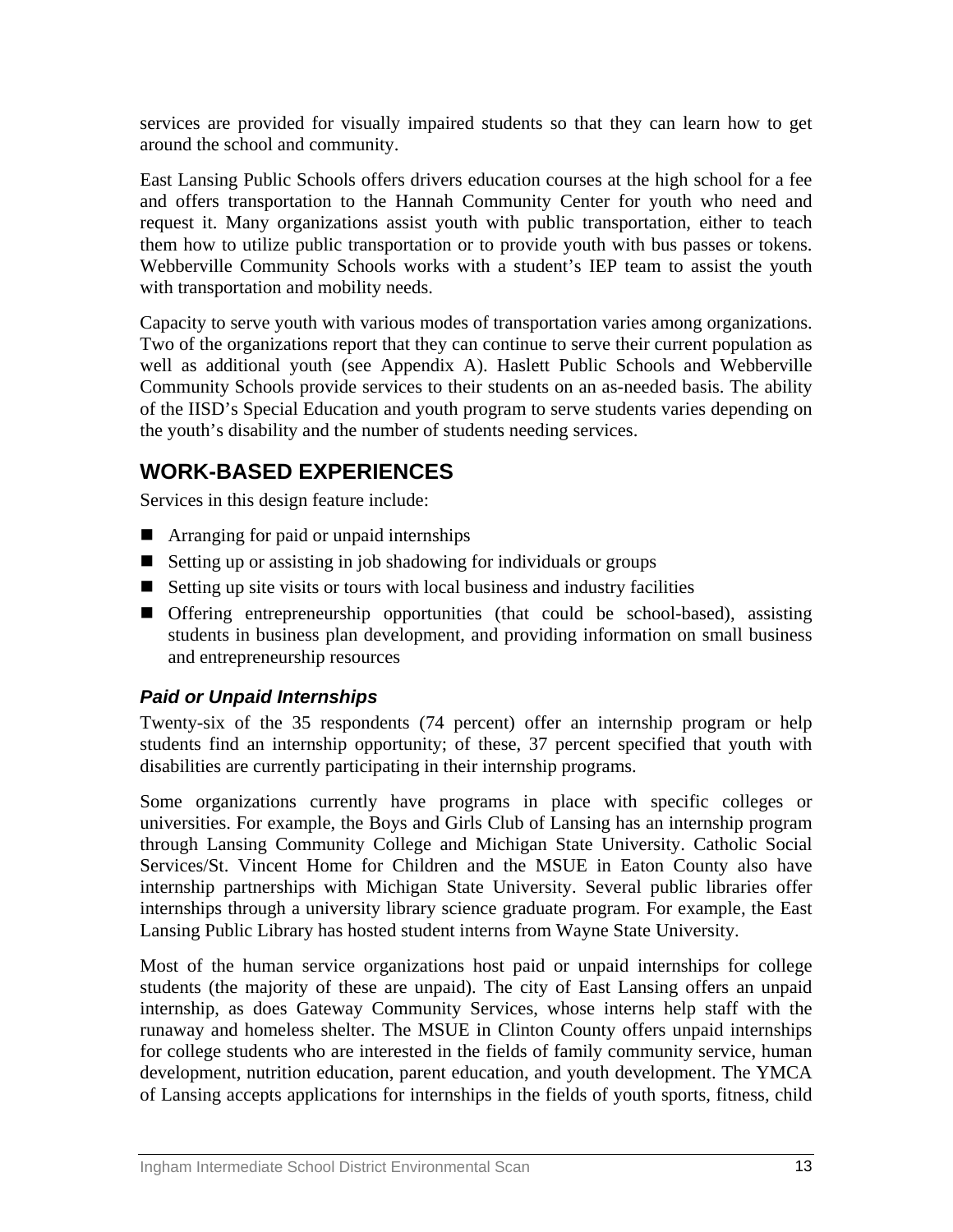services are provided for visually impaired students so that they can learn how to get around the school and community.

East Lansing Public Schools offers drivers education courses at the high school for a fee and offers transportation to the Hannah Community Center for youth who need and request it. Many organizations assist youth with public transportation, either to teach them how to utilize public transportation or to provide youth with bus passes or tokens. Webberville Community Schools works with a student's IEP team to assist the youth with transportation and mobility needs.

Capacity to serve youth with various modes of transportation varies among organizations. Two of the organizations report that they can continue to serve their current population as well as additional youth (see Appendix A). Haslett Public Schools and Webberville Community Schools provide services to their students on an as-needed basis. The ability of the IISD's Special Education and youth program to serve students varies depending on the youth's disability and the number of students needing services.

## WORK-BASED EXPERIENCES

Services in this design feature include:

- Arranging for paid or unpaid internships
- Setting up or assisting in job shadowing for individuals or groups
- Setting up site visits or tours with local business and industry facilities
- Offering entrepreneurship opportunities (that could be school-based), assisting students in business plan development, and providing information on small business and entrepreneurship resources

### *Paid or Unpaid Internships*

Twenty-six of the 35 respondents (74 percent) offer an internship program or help students find an internship opportunity; of these, 37 percent specified that youth with disabilities are currently participating in their internship programs.

Some organizations currently have programs in place with specific colleges or universities. For example, the Boys and Girls Club of Lansing has an internship program through Lansing Community College and Michigan State University. Catholic Social Services/St. Vincent Home for Children and the MSUE in Eaton County also have internship partnerships with Michigan State University. Several public libraries offer internships through a university library science graduate program. For example, the East Lansing Public Library has hosted student interns from Wayne State University.

Most of the human service organizations host paid or unpaid internships for college students (the majority of these are unpaid). The city of East Lansing offers an unpaid internship, as does Gateway Community Services, whose interns help staff with the runaway and homeless shelter. The MSUE in Clinton County offers unpaid internships for college students who are interested in the fields of family community service, human development, nutrition education, parent education, and youth development. The YMCA of Lansing accepts applications for internships in the fields of youth sports, fitness, child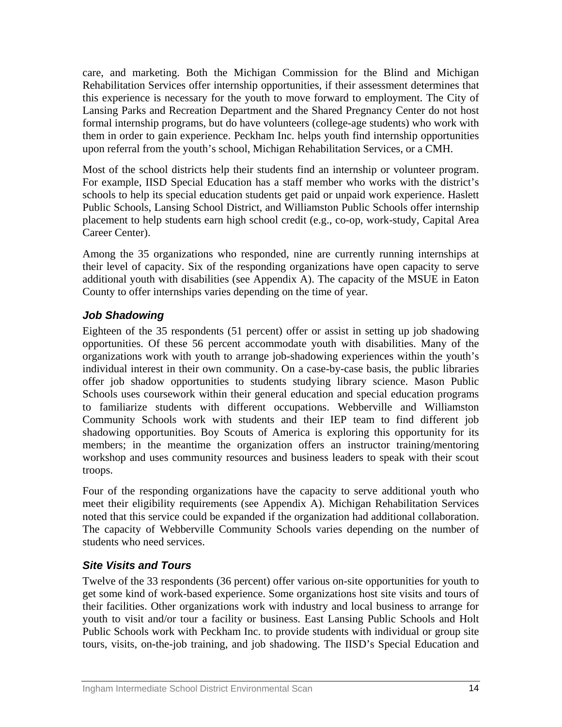care, and marketing. Both the Michigan Commission for the Blind and Michigan Rehabilitation Services offer internship opportunities, if their assessment determines that this experience is necessary for the youth to move forward to employment. The City of Lansing Parks and Recreation Department and the Shared Pregnancy Center do not host formal internship programs, but do have volunteers (college-age students) who work with them in order to gain experience. Peckham Inc. helps youth find internship opportunities upon referral from the youth's school, Michigan Rehabilitation Services, or a CMH.

Most of the school districts help their students find an internship or volunteer program. For example, IISD Special Education has a staff member who works with the district's schools to help its special education students get paid or unpaid work experience. Haslett Public Schools, Lansing School District, and Williamston Public Schools offer internship placement to help students earn high school credit (e.g., co-op, work-study, Capital Area Career Center).

Among the 35 organizations who responded, nine are currently running internships at their level of capacity. Six of the responding organizations have open capacity to serve additional youth with disabilities (see Appendix A). The capacity of the MSUE in Eaton County to offer internships varies depending on the time of year.

### *Job Shadowing*

Eighteen of the 35 respondents (51 percent) offer or assist in setting up job shadowing opportunities. Of these 56 percent accommodate youth with disabilities. Many of the organizations work with youth to arrange job-shadowing experiences within the youth's individual interest in their own community. On a case-by-case basis, the public libraries offer job shadow opportunities to students studying library science. Mason Public Schools uses coursework within their general education and special education programs to familiarize students with different occupations. Webberville and Williamston Community Schools work with students and their IEP team to find different job shadowing opportunities. Boy Scouts of America is exploring this opportunity for its members; in the meantime the organization offers an instructor training/mentoring workshop and uses community resources and business leaders to speak with their scout troops.

Four of the responding organizations have the capacity to serve additional youth who meet their eligibility requirements (see Appendix A). Michigan Rehabilitation Services noted that this service could be expanded if the organization had additional collaboration. The capacity of Webberville Community Schools varies depending on the number of students who need services.

### *Site Visits and Tours*

Twelve of the 33 respondents (36 percent) offer various on-site opportunities for youth to get some kind of work-based experience. Some organizations host site visits and tours of their facilities. Other organizations work with industry and local business to arrange for youth to visit and/or tour a facility or business. East Lansing Public Schools and Holt Public Schools work with Peckham Inc. to provide students with individual or group site tours, visits, on-the-job training, and job shadowing. The IISD's Special Education and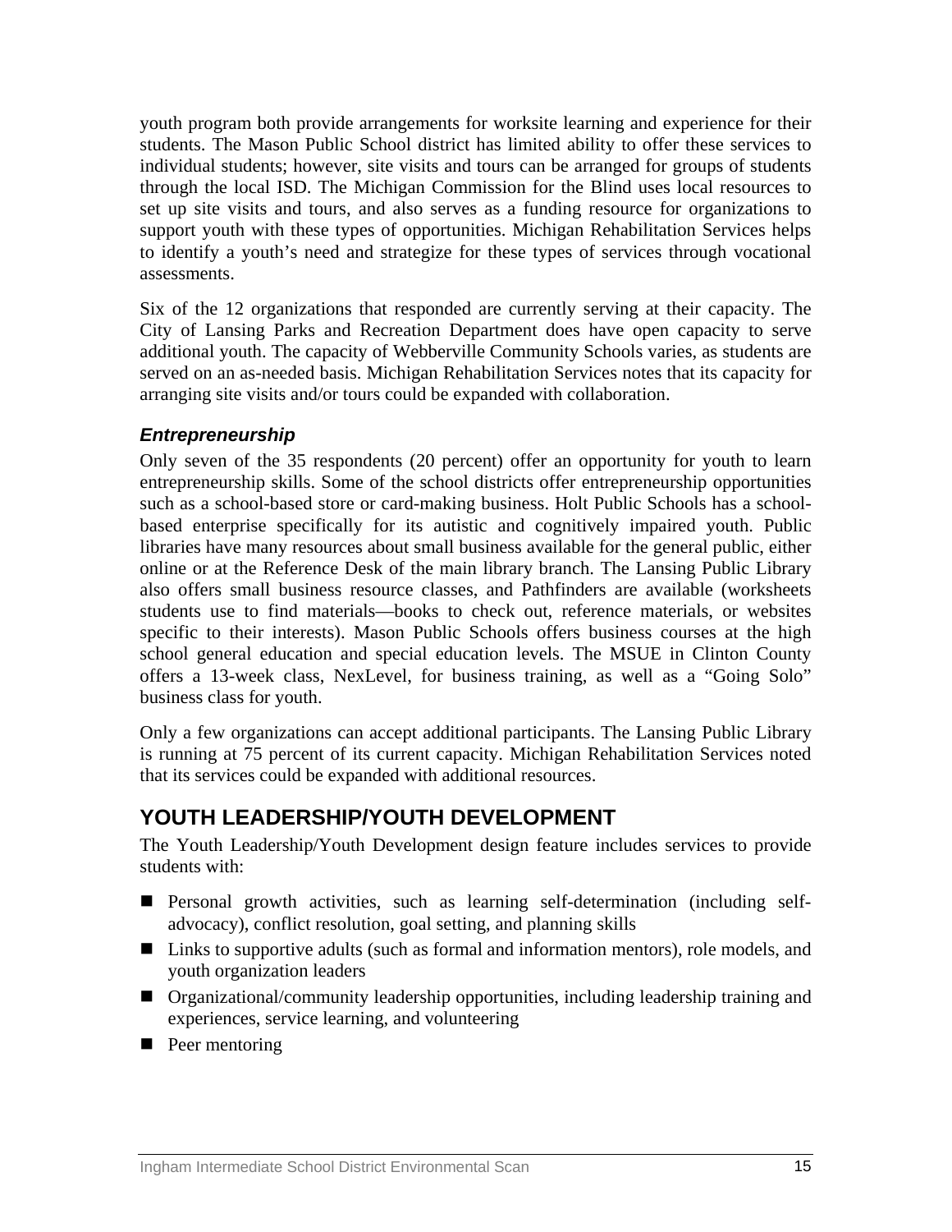youth program both provide arrangements for worksite learning and experience for their students. The Mason Public School district has limited ability to offer these services to individual students; however, site visits and tours can be arranged for groups of students through the local ISD. The Michigan Commission for the Blind uses local resources to set up site visits and tours, and also serves as a funding resource for organizations to support youth with these types of opportunities. Michigan Rehabilitation Services helps to identify a youth's need and strategize for these types of services through vocational assessments.

Six of the 12 organizations that responded are currently serving at their capacity. The City of Lansing Parks and Recreation Department does have open capacity to serve additional youth. The capacity of Webberville Community Schools varies, as students are served on an as-needed basis. Michigan Rehabilitation Services notes that its capacity for arranging site visits and/or tours could be expanded with collaboration.

### *Entrepreneurship*

Only seven of the 35 respondents (20 percent) offer an opportunity for youth to learn entrepreneurship skills. Some of the school districts offer entrepreneurship opportunities such as a school-based store or card-making business. Holt Public Schools has a school-based enterprise specifically for its autistic and cognitively impaired youth. Public libraries have many resources about small business available for the general public, either online or at the Reference Desk of the main library branch. The Lansing Public Library also offers small business resource classes, and Pathfinders are available (worksheets students use to find materials—books to check out, reference materials, or websites specific to their interests). Mason Public Schools offers business courses at the high school general education and special education levels. The MSUE in Clinton County offers a 13-week class, NexLevel, for business training, as well as a "Going Solo" business class for youth.

Only a few organizations can accept additional participants. The Lansing Public Library is running at 75 percent of its current capacity. Michigan Rehabilitation Services noted that its services could be expanded with additional resources.

## YOUTH LEADERSHIP/YOUTH DEVELOPMENT

The Youth Leadership/Youth Development design feature includes services to provide students with:

- Personal growth activities, such as learning self-determination (including self-advocacy), conflict resolution, goal setting, and planning skills
- Links to supportive adults (such as formal and information mentors), role models, and youth organization leaders
- Organizational/community leadership opportunities, including leadership training and experiences, service learning, and volunteering
- Peer mentoring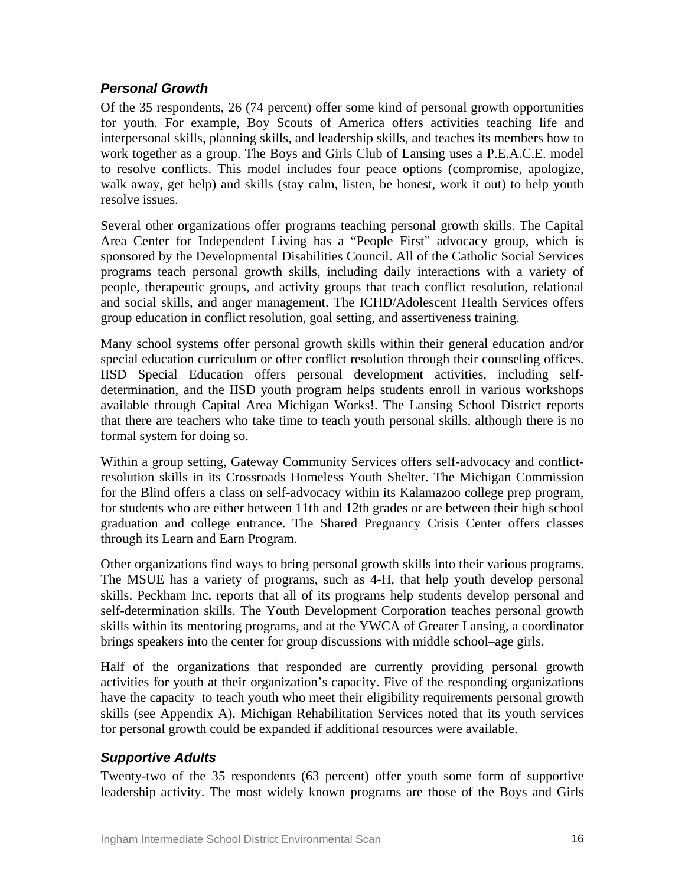### *Personal Growth*

Of the 35 respondents, 26 (74 percent) offer some kind of personal growth opportunities for youth. For example, Boy Scouts of America offers activities teaching life and interpersonal skills, planning skills, and leadership skills, and teaches its members how to work together as a group. The Boys and Girls Club of Lansing uses a P.E.A.C.E. model to resolve conflicts. This model includes four peace options (compromise, apologize, walk away, get help) and skills (stay calm, listen, be honest, work it out) to help youth resolve issues.

Several other organizations offer programs teaching personal growth skills. The Capital Area Center for Independent Living has a "People First" advocacy group, which is sponsored by the Developmental Disabilities Council. All of the Catholic Social Services programs teach personal growth skills, including daily interactions with a variety of people, therapeutic groups, and activity groups that teach conflict resolution, relational and social skills, and anger management. The ICHD/Adolescent Health Services offers group education in conflict resolution, goal setting, and assertiveness training.

Many school systems offer personal growth skills within their general education and/or special education curriculum or offer conflict resolution through their counseling offices. IISD Special Education offers personal development activities, including self-determination, and the IISD youth program helps students enroll in various workshops available through Capital Area Michigan Works!. The Lansing School District reports that there are teachers who take time to teach youth personal skills, although there is no formal system for doing so.

Within a group setting, Gateway Community Services offers self-advocacy and conflict-resolution skills in its Crossroads Homeless Youth Shelter. The Michigan Commission for the Blind offers a class on self-advocacy within its Kalamazoo college prep program, for students who are either between 11th and 12th grades or are between their high school graduation and college entrance. The Shared Pregnancy Crisis Center offers classes through its Learn and Earn Program.

Other organizations find ways to bring personal growth skills into their various programs. The MSUE has a variety of programs, such as 4-H, that help youth develop personal skills. Peckham Inc. reports that all of its programs help students develop personal and self-determination skills. The Youth Development Corporation teaches personal growth skills within its mentoring programs, and at the YWCA of Greater Lansing, a coordinator brings speakers into the center for group discussions with middle school–age girls.

Half of the organizations that responded are currently providing personal growth activities for youth at their organization's capacity. Five of the responding organizations have the capacity to teach youth who meet their eligibility requirements personal growth skills (see Appendix A). Michigan Rehabilitation Services noted that its youth services for personal growth could be expanded if additional resources were available.

### *Supportive Adults*

Twenty-two of the 35 respondents (63 percent) offer youth some form of supportive leadership activity. The most widely known programs are those of the Boys and Girls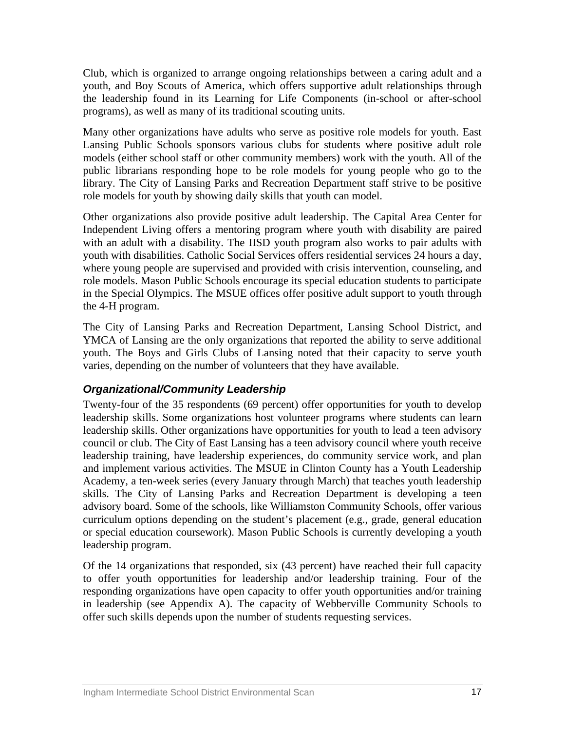Club, which is organized to arrange ongoing relationships between a caring adult and a youth, and Boy Scouts of America, which offers supportive adult relationships through the leadership found in its Learning for Life Components (in-school or after-school programs), as well as many of its traditional scouting units.

Many other organizations have adults who serve as positive role models for youth. East Lansing Public Schools sponsors various clubs for students where positive adult role models (either school staff or other community members) work with the youth. All of the public librarians responding hope to be role models for young people who go to the library. The City of Lansing Parks and Recreation Department staff strive to be positive role models for youth by showing daily skills that youth can model.

Other organizations also provide positive adult leadership. The Capital Area Center for Independent Living offers a mentoring program where youth with disability are paired with an adult with a disability. The IISD youth program also works to pair adults with youth with disabilities. Catholic Social Services offers residential services 24 hours a day, where young people are supervised and provided with crisis intervention, counseling, and role models. Mason Public Schools encourage its special education students to participate in the Special Olympics. The MSUE offices offer positive adult support to youth through the 4-H program.

The City of Lansing Parks and Recreation Department, Lansing School District, and YMCA of Lansing are the only organizations that reported the ability to serve additional youth. The Boys and Girls Clubs of Lansing noted that their capacity to serve youth varies, depending on the number of volunteers that they have available.

### *Organizational/Community Leadership*

Twenty-four of the 35 respondents (69 percent) offer opportunities for youth to develop leadership skills. Some organizations host volunteer programs where students can learn leadership skills. Other organizations have opportunities for youth to lead a teen advisory council or club. The City of East Lansing has a teen advisory council where youth receive leadership training, have leadership experiences, do community service work, and plan and implement various activities. The MSUE in Clinton County has a Youth Leadership Academy, a ten-week series (every January through March) that teaches youth leadership skills. The City of Lansing Parks and Recreation Department is developing a teen advisory board. Some of the schools, like Williamston Community Schools, offer various curriculum options depending on the student's placement (e.g., grade, general education or special education coursework). Mason Public Schools is currently developing a youth leadership program.

Of the 14 organizations that responded, six (43 percent) have reached their full capacity to offer youth opportunities for leadership and/or leadership training. Four of the responding organizations have open capacity to offer youth opportunities and/or training in leadership (see Appendix A). The capacity of Webberville Community Schools to offer such skills depends upon the number of students requesting services.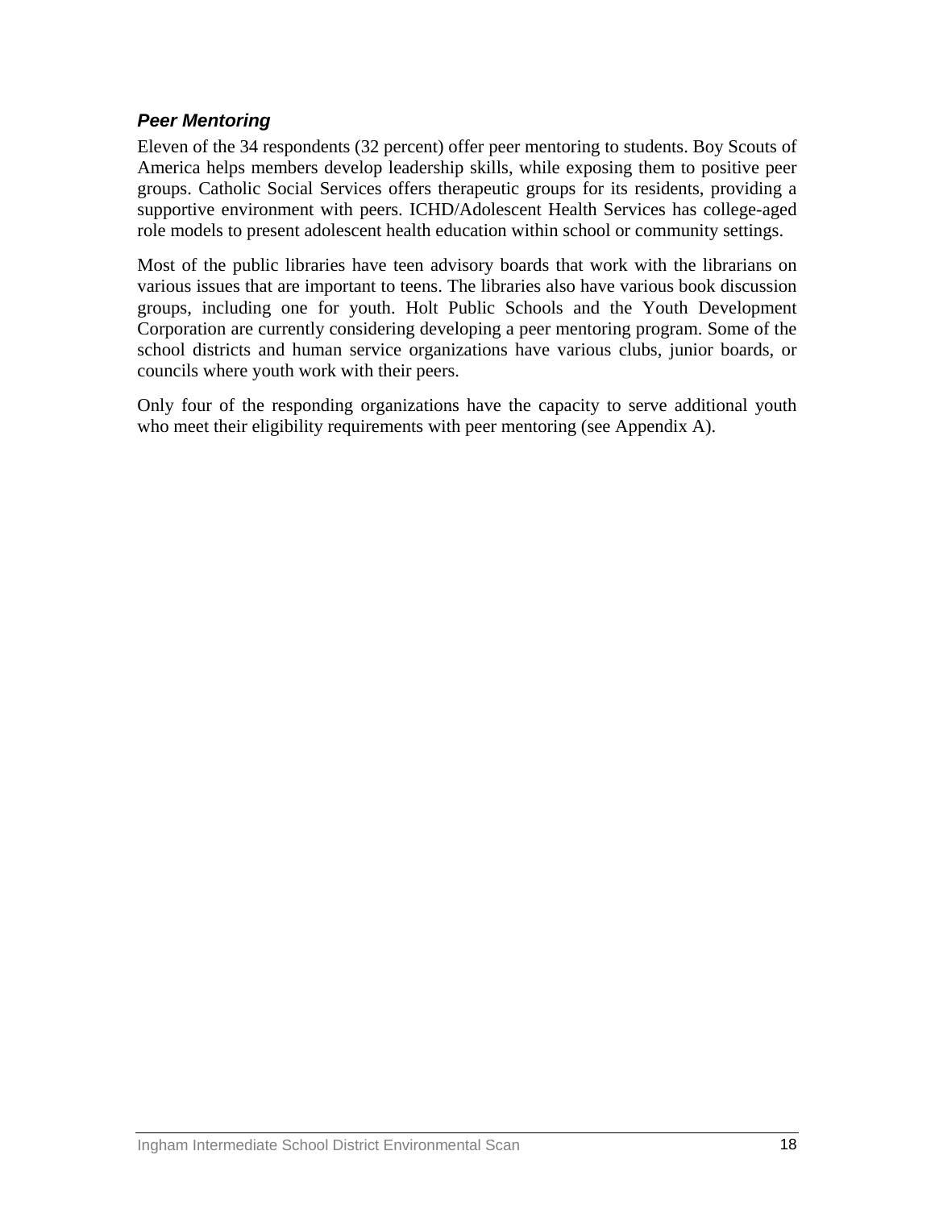### *Peer Mentoring*

Eleven of the 34 respondents (32 percent) offer peer mentoring to students. Boy Scouts of America helps members develop leadership skills, while exposing them to positive peer groups. Catholic Social Services offers therapeutic groups for its residents, providing a supportive environment with peers. ICHD/Adolescent Health Services has college-aged role models to present adolescent health education within school or community settings.

Most of the public libraries have teen advisory boards that work with the librarians on various issues that are important to teens. The libraries also have various book discussion groups, including one for youth. Holt Public Schools and the Youth Development Corporation are currently considering developing a peer mentoring program. Some of the school districts and human service organizations have various clubs, junior boards, or councils where youth work with their peers.

Only four of the responding organizations have the capacity to serve additional youth who meet their eligibility requirements with peer mentoring (see Appendix A).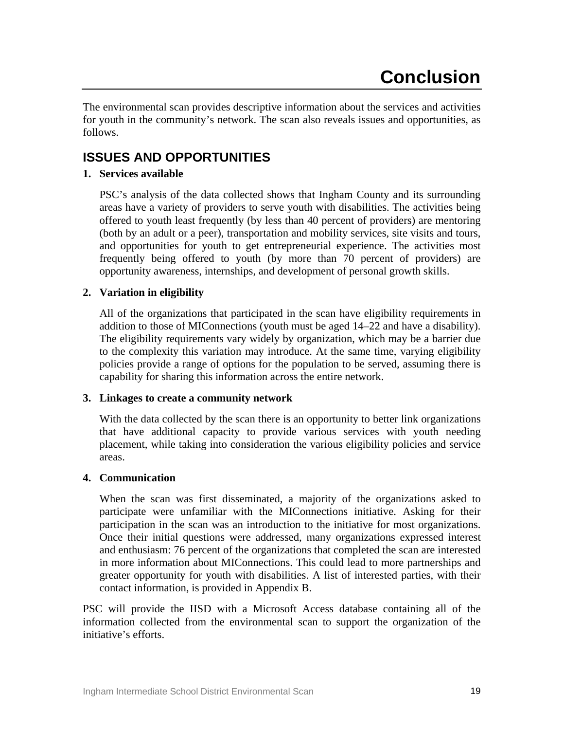# Conclusion

The environmental scan provides descriptive information about the services and activities for youth in the community's network. The scan also reveals issues and opportunities, as follows.

## ISSUES AND OPPORTUNITIES

1. **Services available**

   PSC's analysis of the data collected shows that Ingham County and its surrounding areas have a variety of providers to serve youth with disabilities. The activities being offered to youth least frequently (by less than 40 percent of providers) are mentoring (both by an adult or a peer), transportation and mobility services, site visits and tours, and opportunities for youth to get entrepreneurial experience. The activities most frequently being offered to youth (by more than 70 percent of providers) are opportunity awareness, internships, and development of personal growth skills.

2. **Variation in eligibility**

   All of the organizations that participated in the scan have eligibility requirements in addition to those of MIConnections (youth must be aged 14–22 and have a disability). The eligibility requirements vary widely by organization, which may be a barrier due to the complexity this variation may introduce. At the same time, varying eligibility policies provide a range of options for the population to be served, assuming there is capability for sharing this information across the entire network.

3. **Linkages to create a community network**

   With the data collected by the scan there is an opportunity to better link organizations that have additional capacity to provide various services with youth needing placement, while taking into consideration the various eligibility policies and service areas.

4. **Communication**

   When the scan was first disseminated, a majority of the organizations asked to participate were unfamiliar with the MIConnections initiative. Asking for their participation in the scan was an introduction to the initiative for most organizations. Once their initial questions were addressed, many organizations expressed interest and enthusiasm: 76 percent of the organizations that completed the scan are interested in more information about MIConnections. This could lead to more partnerships and greater opportunity for youth with disabilities. A list of interested parties, with their contact information, is provided in Appendix B.

PSC will provide the IISD with a Microsoft Access database containing all of the information collected from the environmental scan to support the organization of the initiative's efforts.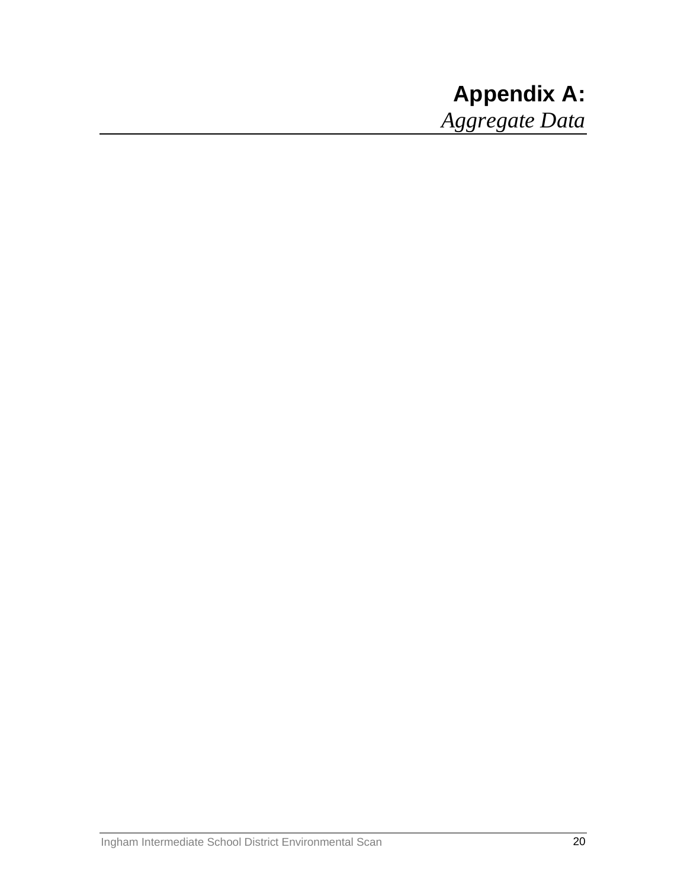# Appendix A:

*Aggregate Data*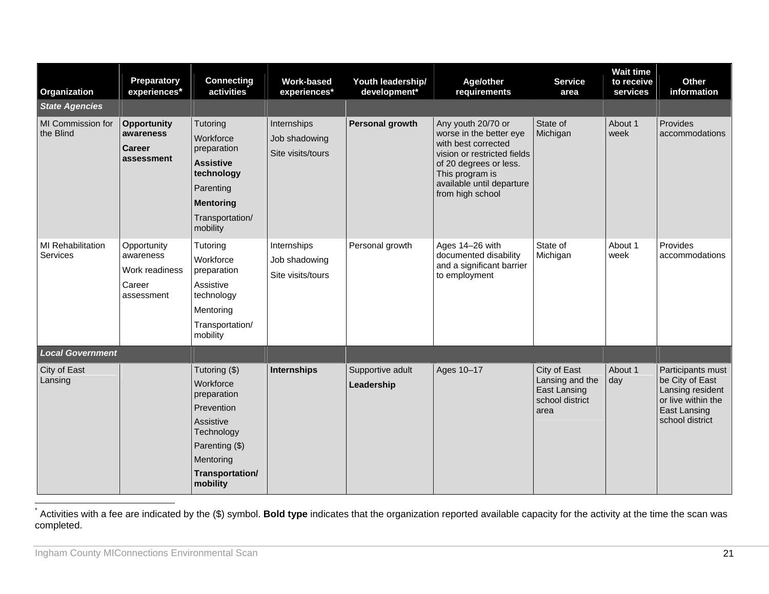| Organization | Preparatory experiences* | Connecting activities* | Work-based experiences* | Youth leadership/ development* | Age/other requirements | Service area | Wait time to receive services | Other information |
|---|---|---|---|---|---|---|---|---|
| ***State Agencies*** | | | | | | | | |
| MI Commission for the Blind | **Opportunity awareness**<br>**Career assessment** | Tutoring<br>Workforce preparation<br>**Assistive technology**<br>Parenting<br>**Mentoring**<br>Transportation/ mobility | Internships<br>Job shadowing<br>Site visits/tours | **Personal growth** | Any youth 20/70 or worse in the better eye with best corrected vision or restricted fields of 20 degrees or less. This program is available until departure from high school | State of Michigan | About 1 week | Provides accommodations |
| MI Rehabilitation Services | Opportunity awareness<br>Work readiness<br>Career assessment | Tutoring<br>Workforce preparation<br>Assistive technology<br>Mentoring<br>Transportation/ mobility | Internships<br>Job shadowing<br>Site visits/tours | Personal growth | Ages 14–26 with documented disability and a significant barrier to employment | State of Michigan | About 1 week | Provides accommodations |
| ***Local Government*** | | | | | | | | |
| City of East Lansing | | Tutoring ($)<br>Workforce preparation<br>Prevention<br>Assistive Technology<br>Parenting ($)<br>Mentoring<br>**Transportation/ mobility** | **Internships** | Supportive adult<br>**Leadership** | Ages 10–17 | City of East Lansing and the East Lansing school district area | About 1 day | Participants must be City of East Lansing resident or live within the East Lansing school district |

* Activities with a fee are indicated by the ($) symbol. **Bold type** indicates that the organization reported available capacity for the activity at the time the scan was completed.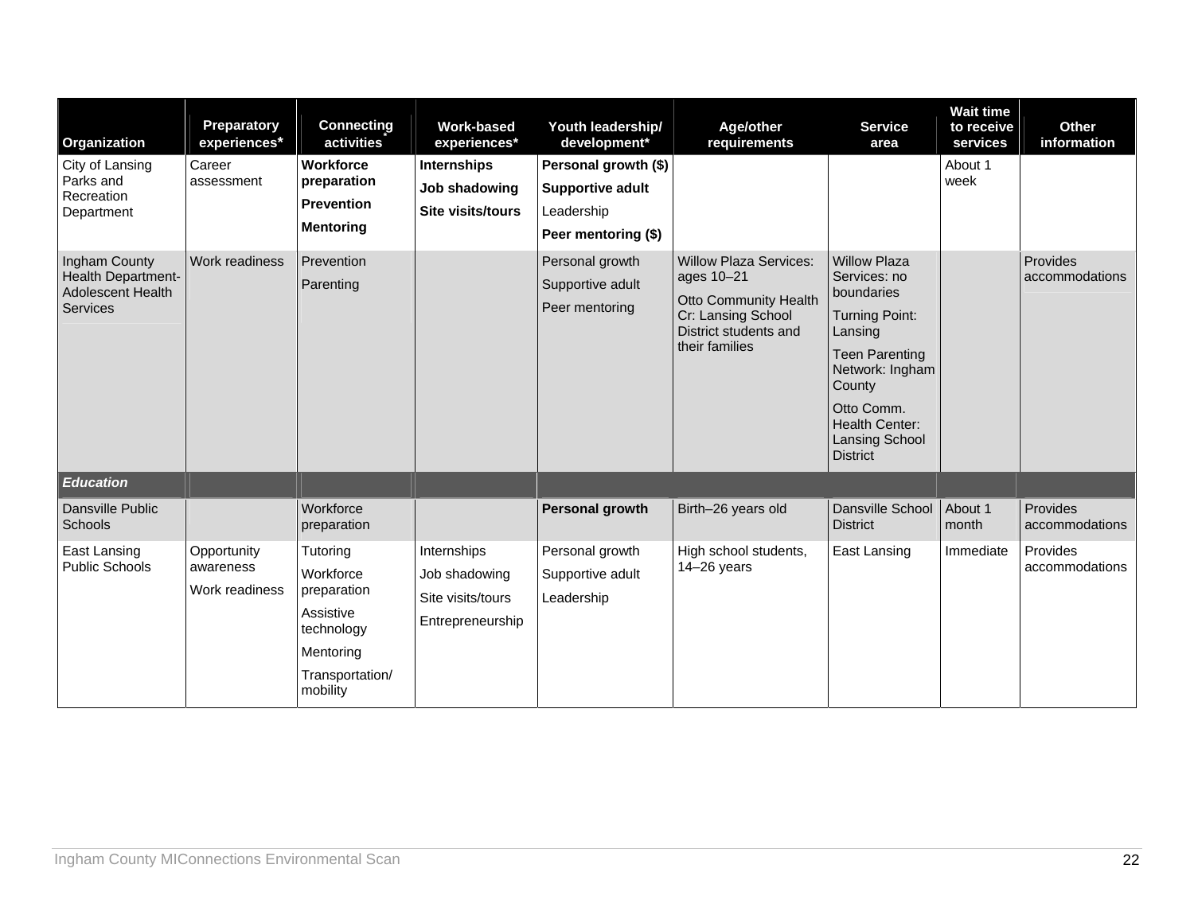| Organization | Preparatory experiences* | Connecting activities* | Work-based experiences* | Youth leadership/ development* | Age/other requirements | Service area | Wait time to receive services | Other information |
|---|---|---|---|---|---|---|---|---|
| City of Lansing Parks and Recreation Department | Career assessment | **Workforce preparation**<br>**Prevention**<br>**Mentoring** | **Internships**<br>**Job shadowing**<br>**Site visits/tours** | **Personal growth ($)**<br>**Supportive adult**<br>Leadership<br>**Peer mentoring ($)** | | | About 1 week | |
| Ingham County Health Department-Adolescent Health Services | Work readiness | Prevention<br>Parenting | | Personal growth<br>Supportive adult<br>Peer mentoring | Willow Plaza Services: ages 10–21<br>Otto Community Health Cr: Lansing School District students and their families | Willow Plaza Services: no boundaries<br>Turning Point: Lansing<br>Teen Parenting Network: Ingham County<br>Otto Comm. Health Center: Lansing School District | | Provides accommodations |
| ***Education*** | | | | | | | | |
| Dansville Public Schools | | Workforce preparation | | **Personal growth** | Birth–26 years old | Dansville School District | About 1 month | Provides accommodations |
| East Lansing Public Schools | Opportunity awareness<br>Work readiness | Tutoring<br>Workforce preparation<br>Assistive technology<br>Mentoring<br>Transportation/ mobility | Internships<br>Job shadowing<br>Site visits/tours<br>Entrepreneurship | Personal growth<br>Supportive adult<br>Leadership | High school students, 14–26 years | East Lansing | Immediate | Provides accommodations |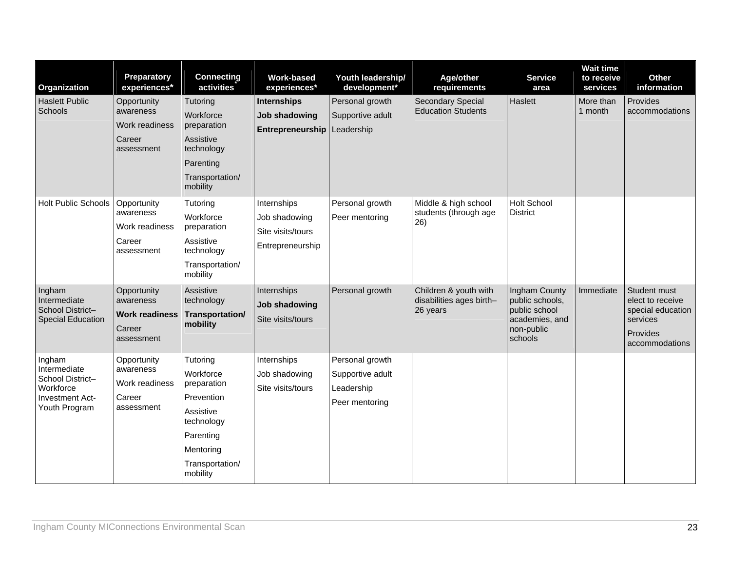| Organization | Preparatory experiences* | Connecting activities* | Work-based experiences* | Youth leadership/ development* | Age/other requirements | Service area | Wait time to receive services | Other information |
|---|---|---|---|---|---|---|---|---|
| Haslett Public Schools | Opportunity awareness<br>Work readiness<br>Career assessment | Tutoring<br>Workforce preparation<br>Assistive technology<br>Parenting<br>Transportation/ mobility | **Internships**<br>**Job shadowing**<br>**Entrepreneurship** | Personal growth<br>Supportive adult<br>Leadership | Secondary Special Education Students | Haslett | More than 1 month | Provides accommodations |
| Holt Public Schools | Opportunity awareness<br>Work readiness<br>Career assessment | Tutoring<br>Workforce preparation<br>Assistive technology<br>Transportation/ mobility | Internships<br>Job shadowing<br>Site visits/tours<br>Entrepreneurship | Personal growth<br>Peer mentoring | Middle & high school students (through age 26) | Holt School District | | |
| Ingham Intermediate School District–Special Education | Opportunity awareness<br>**Work readiness**<br>Career assessment | Assistive technology<br>**Transportation/ mobility** | Internships<br>**Job shadowing**<br>Site visits/tours | Personal growth | Children & youth with disabilities ages birth–26 years | Ingham County public schools, public school academies, and non-public schools | Immediate | Student must elect to receive special education services<br>Provides accommodations |
| Ingham Intermediate School District–Workforce Investment Act-Youth Program | Opportunity awareness<br>Work readiness<br>Career assessment | Tutoring<br>Workforce preparation<br>Prevention<br>Assistive technology<br>Parenting<br>Mentoring<br>Transportation/ mobility | Internships<br>Job shadowing<br>Site visits/tours | Personal growth<br>Supportive adult<br>Leadership<br>Peer mentoring | | | | |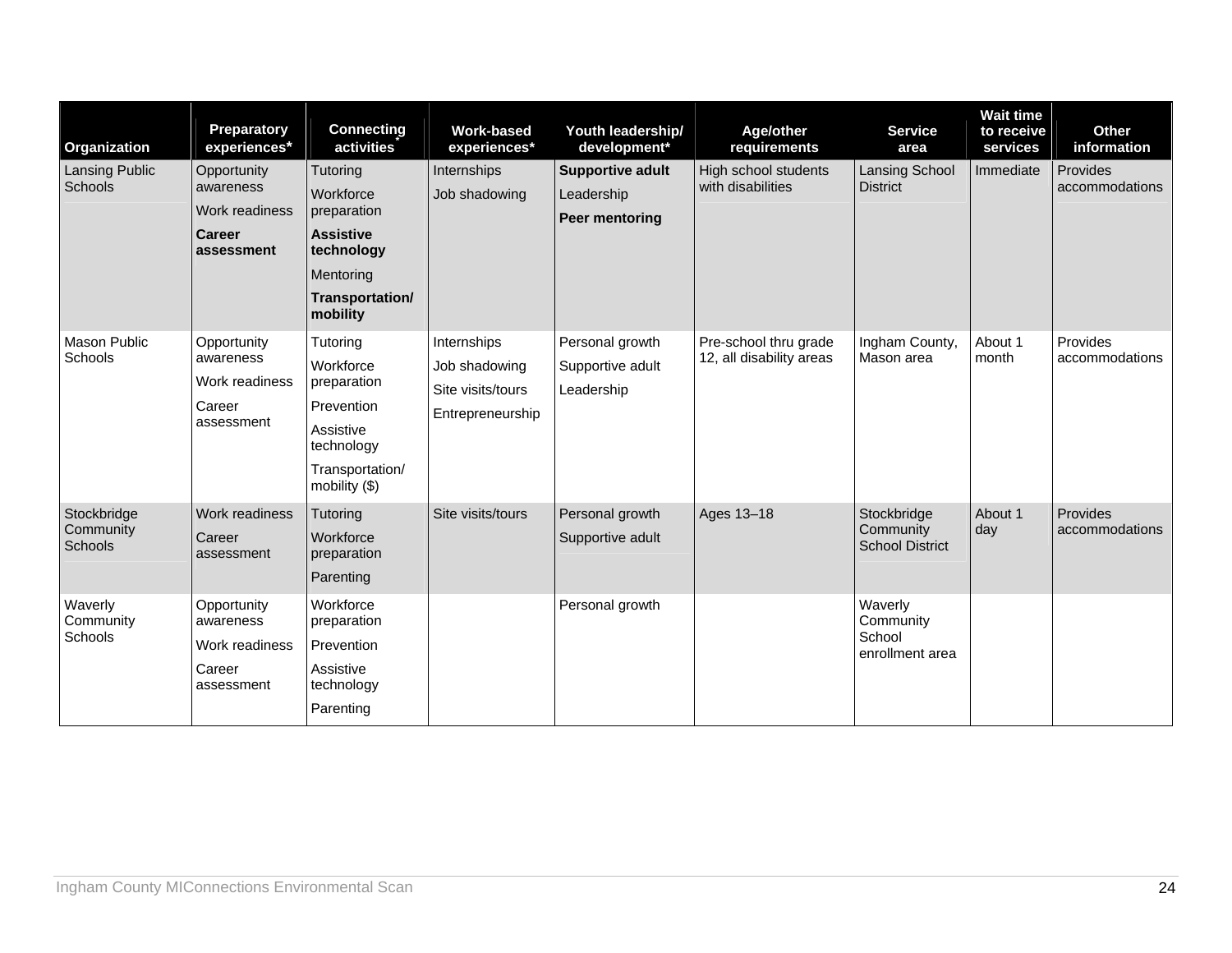| Organization | Preparatory experiences* | Connecting activities* | Work-based experiences* | Youth leadership/ development* | Age/other requirements | Service area | Wait time to receive services | Other information |
|---|---|---|---|---|---|---|---|---|
| Lansing Public Schools | Opportunity awareness<br>Work readiness<br>**Career assessment** | Tutoring<br>Workforce preparation<br>**Assistive technology**<br>Mentoring<br>**Transportation/ mobility** | Internships<br>Job shadowing | **Supportive adult**<br>Leadership<br>**Peer mentoring** | High school students with disabilities | Lansing School District | Immediate | Provides accommodations |
| Mason Public Schools | Opportunity awareness<br>Work readiness<br>Career assessment | Tutoring<br>Workforce preparation<br>Prevention<br>Assistive technology<br>Transportation/ mobility ($) | Internships<br>Job shadowing<br>Site visits/tours<br>Entrepreneurship | Personal growth<br>Supportive adult<br>Leadership | Pre-school thru grade 12, all disability areas | Ingham County, Mason area | About 1 month | Provides accommodations |
| Stockbridge Community Schools | Work readiness<br>Career assessment | Tutoring<br>Workforce preparation<br>Parenting | Site visits/tours | Personal growth<br>Supportive adult | Ages 13–18 | Stockbridge Community School District | About 1 day | Provides accommodations |
| Waverly Community Schools | Opportunity awareness<br>Work readiness<br>Career assessment | Workforce preparation<br>Prevention<br>Assistive technology<br>Parenting | | Personal growth | | Waverly Community School enrollment area | | |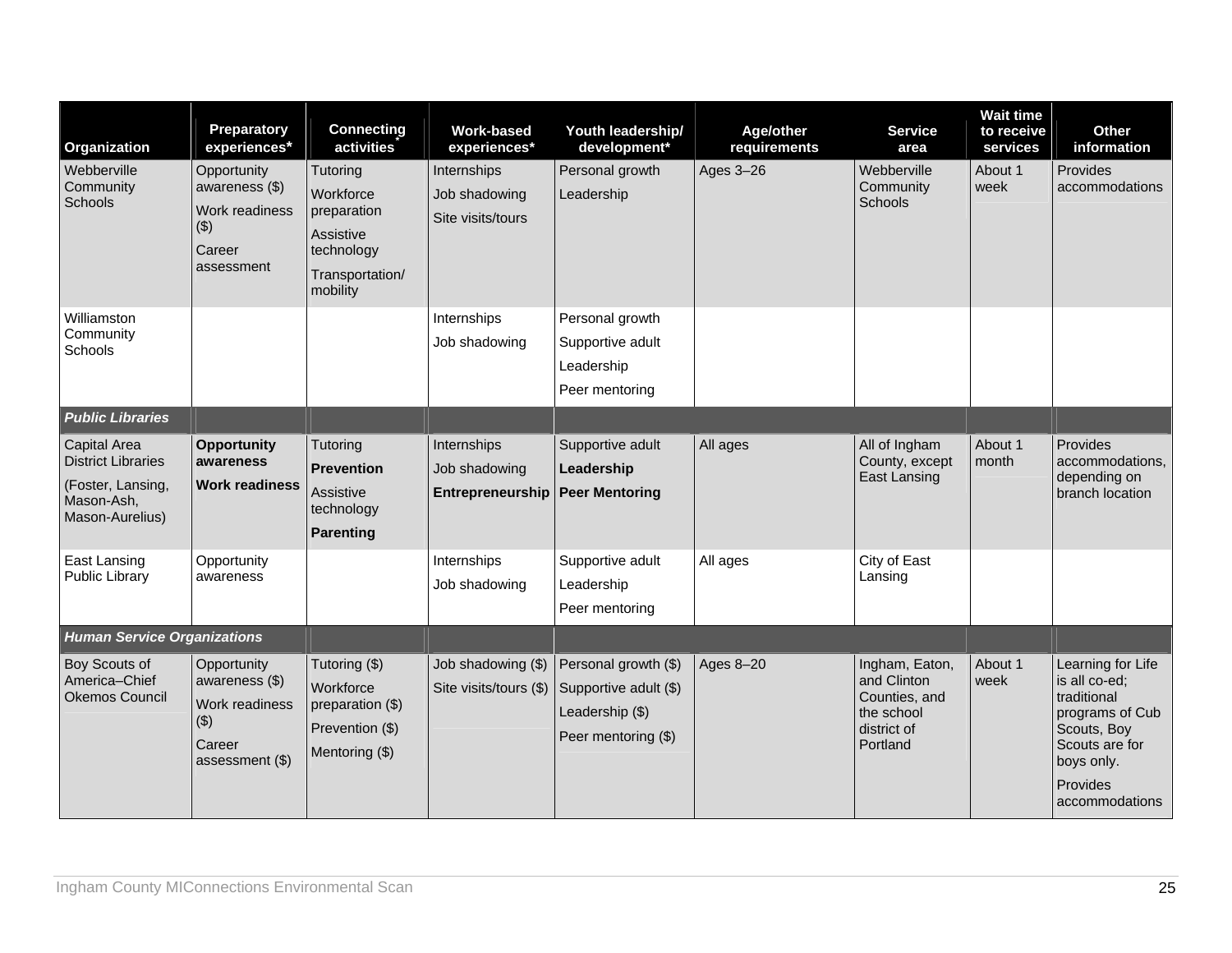| Organization | Preparatory experiences* | Connecting activities* | Work-based experiences* | Youth leadership/ development* | Age/other requirements | Service area | Wait time to receive services | Other information |
|---|---|---|---|---|---|---|---|---|
| Webberville Community Schools | Opportunity awareness ($)<br>Work readiness ($)<br>Career assessment | Tutoring<br>Workforce preparation<br>Assistive technology<br>Transportation/ mobility | Internships<br>Job shadowing<br>Site visits/tours | Personal growth<br>Leadership | Ages 3–26 | Webberville Community Schools | About 1 week | Provides accommodations |
| Williamston Community Schools | | | Internships<br>Job shadowing | Personal growth<br>Supportive adult<br>Leadership<br>Peer mentoring | | | | |
| ***Public Libraries*** | | | | | | | | |
| Capital Area District Libraries<br>(Foster, Lansing, Mason-Ash, Mason-Aurelius) | **Opportunity awareness**<br>**Work readiness** | Tutoring<br>**Prevention**<br>Assistive technology<br>**Parenting** | Internships<br>Job shadowing<br>**Entrepreneurship** | Supportive adult<br>**Leadership**<br>**Peer Mentoring** | All ages | All of Ingham County, except East Lansing | About 1 month | Provides accommodations, depending on branch location |
| East Lansing Public Library | Opportunity awareness | | Internships<br>Job shadowing | Supportive adult<br>Leadership<br>Peer mentoring | All ages | City of East Lansing | | |
| ***Human Service Organizations*** | | | | | | | | |
| Boy Scouts of America–Chief Okemos Council | Opportunity awareness ($)<br>Work readiness ($)<br>Career assessment ($) | Tutoring ($)<br>Workforce preparation ($)<br>Prevention ($)<br>Mentoring ($) | Job shadowing ($)<br>Site visits/tours ($) | Personal growth ($)<br>Supportive adult ($)<br>Leadership ($)<br>Peer mentoring ($) | Ages 8–20 | Ingham, Eaton, and Clinton Counties, and the school district of Portland | About 1 week | Learning for Life is all co-ed; traditional programs of Cub Scouts, Boy Scouts are for boys only.<br>Provides accommodations |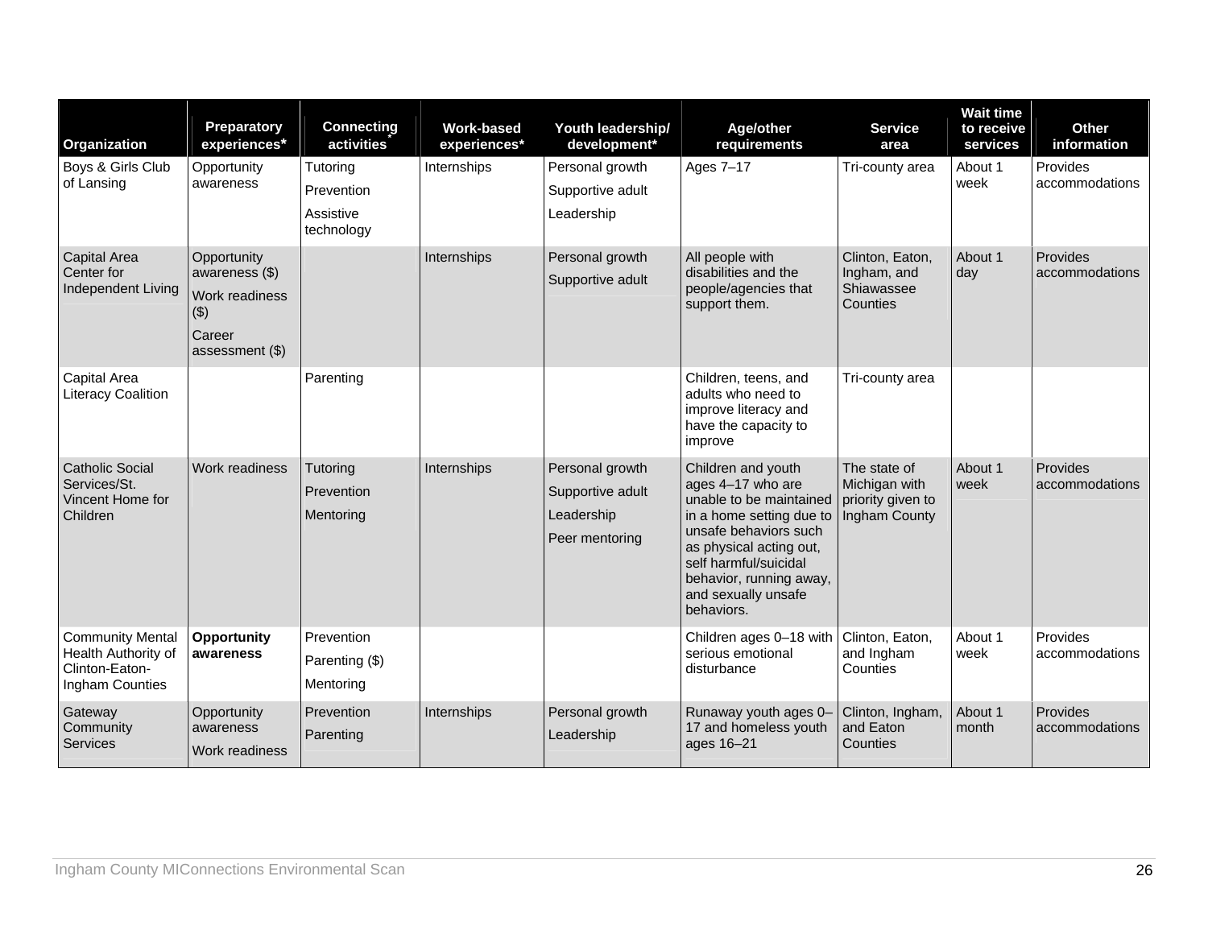| Organization | Preparatory experiences* | Connecting activities* | Work-based experiences* | Youth leadership/ development* | Age/other requirements | Service area | Wait time to receive services | Other information |
|---|---|---|---|---|---|---|---|---|
| Boys & Girls Club of Lansing | Opportunity awareness | Tutoring<br>Prevention<br>Assistive technology | Internships | Personal growth<br>Supportive adult<br>Leadership | Ages 7–17 | Tri-county area | About 1 week | Provides accommodations |
| Capital Area Center for Independent Living | Opportunity awareness ($)<br>Work readiness ($)<br>Career assessment ($) | | Internships | Personal growth<br>Supportive adult | All people with disabilities and the people/agencies that support them. | Clinton, Eaton, Ingham, and Shiawassee Counties | About 1 day | Provides accommodations |
| Capital Area Literacy Coalition | | Parenting | | | Children, teens, and adults who need to improve literacy and have the capacity to improve | Tri-county area | | |
| Catholic Social Services/St. Vincent Home for Children | Work readiness | Tutoring<br>Prevention<br>Mentoring | Internships | Personal growth<br>Supportive adult<br>Leadership<br>Peer mentoring | Children and youth ages 4–17 who are unable to be maintained in a home setting due to unsafe behaviors such as physical acting out, self harmful/suicidal behavior, running away, and sexually unsafe behaviors. | The state of Michigan with priority given to Ingham County | About 1 week | Provides accommodations |
| Community Mental Health Authority of Clinton-Eaton-Ingham Counties | **Opportunity awareness** | Prevention<br>Parenting ($)<br>Mentoring | | | Children ages 0–18 with serious emotional disturbance | Clinton, Eaton, and Ingham Counties | About 1 week | Provides accommodations |
| Gateway Community Services | Opportunity awareness<br>Work readiness | Prevention<br>Parenting | Internships | Personal growth<br>Leadership | Runaway youth ages 0–17 and homeless youth ages 16–21 | Clinton, Ingham, and Eaton Counties | About 1 month | Provides accommodations |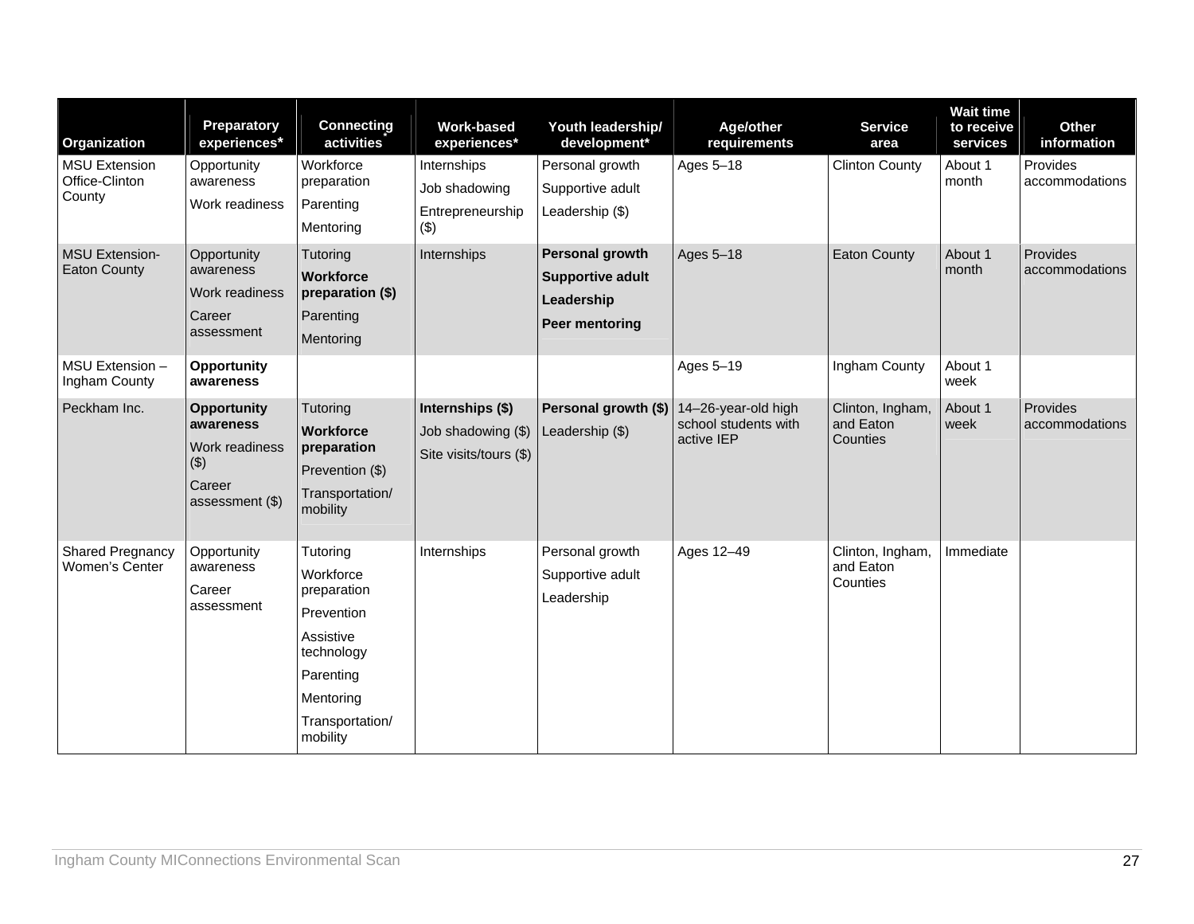| Organization | Preparatory experiences* | Connecting activities* | Work-based experiences* | Youth leadership/ development* | Age/other requirements | Service area | Wait time to receive services | Other information |
|---|---|---|---|---|---|---|---|---|
| MSU Extension Office-Clinton County | Opportunity awareness<br>Work readiness | Workforce preparation<br>Parenting<br>Mentoring | Internships<br>Job shadowing<br>Entrepreneurship ($) | Personal growth<br>Supportive adult<br>Leadership ($) | Ages 5–18 | Clinton County | About 1 month | Provides accommodations |
| MSU Extension-Eaton County | Opportunity awareness<br>Work readiness<br>Career assessment | Tutoring<br>**Workforce preparation ($)**<br>Parenting<br>Mentoring | Internships | **Personal growth**<br>**Supportive adult**<br>**Leadership**<br>**Peer mentoring** | Ages 5–18 | Eaton County | About 1 month | Provides accommodations |
| MSU Extension – Ingham County | **Opportunity awareness** | | | | Ages 5–19 | Ingham County | About 1 week | |
| Peckham Inc. | **Opportunity awareness**<br>Work readiness ($)<br>Career assessment ($) | Tutoring<br>**Workforce preparation**<br>Prevention ($)<br>Transportation/ mobility | **Internships ($)**<br>Job shadowing ($)<br>Site visits/tours ($) | **Personal growth ($)**<br>Leadership ($) | 14–26-year-old high school students with active IEP | Clinton, Ingham, and Eaton Counties | About 1 week | Provides accommodations |
| Shared Pregnancy Women's Center | Opportunity awareness<br>Career assessment | Tutoring<br>Workforce preparation<br>Prevention<br>Assistive technology<br>Parenting<br>Mentoring<br>Transportation/ mobility | Internships | Personal growth<br>Supportive adult<br>Leadership | Ages 12–49 | Clinton, Ingham, and Eaton Counties | Immediate | |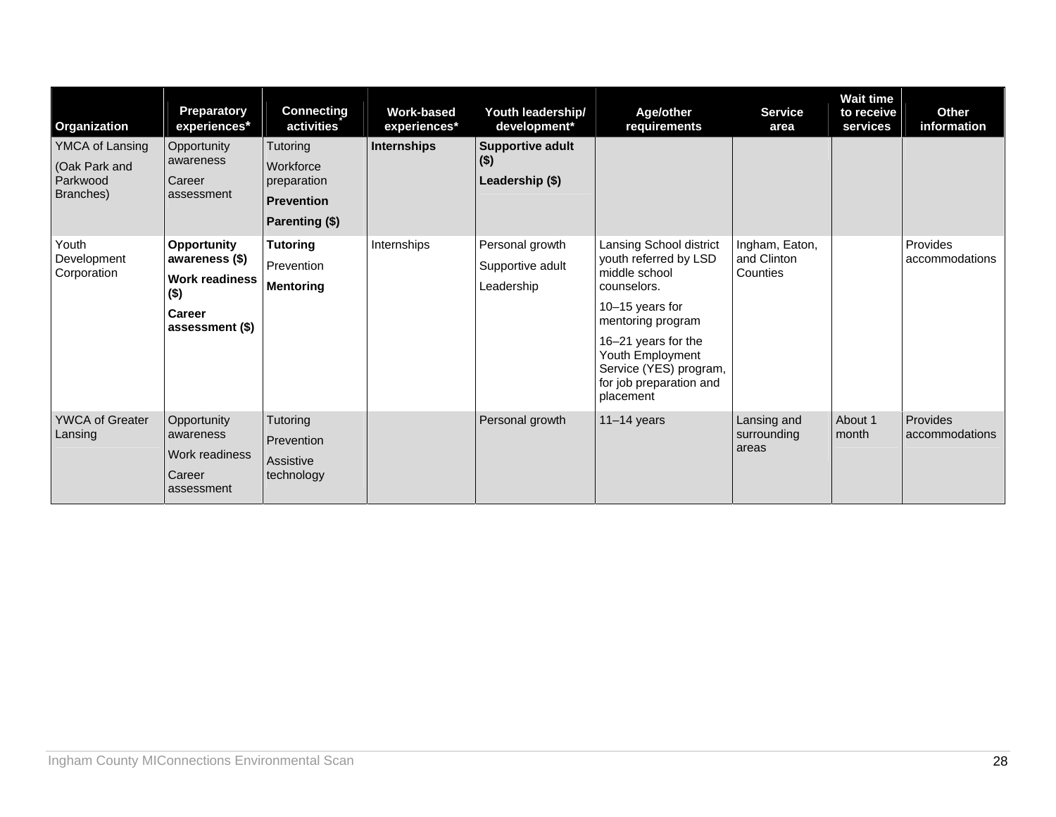| Organization | Preparatory experiences* | Connecting activities* | Work-based experiences* | Youth leadership/ development* | Age/other requirements | Service area | Wait time to receive services | Other information |
|---|---|---|---|---|---|---|---|---|
| YMCA of Lansing (Oak Park and Parkwood Branches) | Opportunity awareness<br>Career assessment | Tutoring<br>Workforce preparation<br>**Prevention**<br>**Parenting ($)** | **Internships** | **Supportive adult ($)**<br>**Leadership ($)** | | | | |
| Youth Development Corporation | **Opportunity awareness ($)**<br>**Work readiness ($)**<br>**Career assessment ($)** | **Tutoring**<br>Prevention<br>**Mentoring** | Internships | Personal growth<br>Supportive adult<br>Leadership | Lansing School district youth referred by LSD middle school counselors.<br>10–15 years for mentoring program<br>16–21 years for the Youth Employment Service (YES) program, for job preparation and placement | Ingham, Eaton, and Clinton Counties | | Provides accommodations |
| YWCA of Greater Lansing | Opportunity awareness<br>Work readiness<br>Career assessment | Tutoring<br>Prevention<br>Assistive technology | | Personal growth | 11–14 years | Lansing and surrounding areas | About 1 month | Provides accommodations |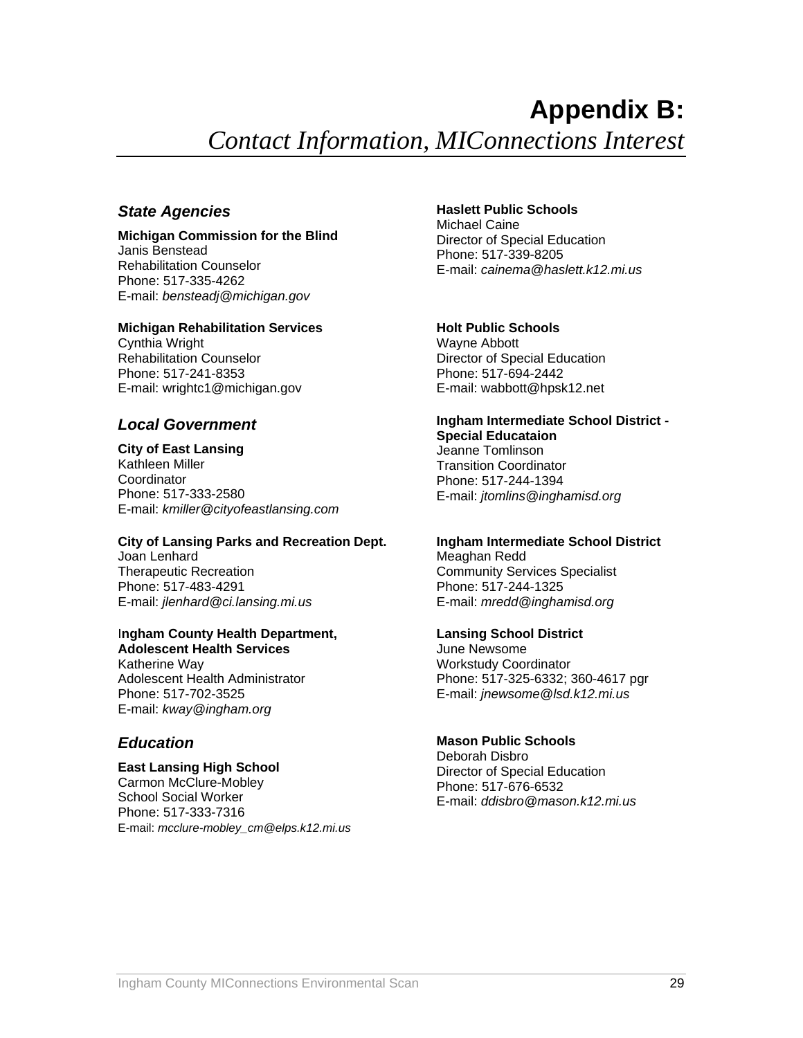# **Appendix B:**
*Contact Information, MIConnections Interest*

## *State Agencies*

**Michigan Commission for the Blind**
Janis Benstead
Rehabilitation Counselor
Phone: 517-335-4262
E-mail: *bensteadj@michigan.gov*

**Michigan Rehabilitation Services**
Cynthia Wright
Rehabilitation Counselor
Phone: 517-241-8353
E-mail: wrightc1@michigan.gov

## *Local Government*

**City of East Lansing**
Kathleen Miller
Coordinator
Phone: 517-333-2580
E-mail: *kmiller@cityofeastlansing.com*

**City of Lansing Parks and Recreation Dept.**
Joan Lenhard
Therapeutic Recreation
Phone: 517-483-4291
E-mail: *jlenhard@ci.lansing.mi.us*

**Ingham County Health Department, Adolescent Health Services**
Katherine Way
Adolescent Health Administrator
Phone: 517-702-3525
E-mail: *kway@ingham.org*

## *Education*

**East Lansing High School**
Carmon McClure-Mobley
School Social Worker
Phone: 517-333-7316
E-mail: *mcclure-mobley_cm@elps.k12.mi.us*

**Haslett Public Schools**
Michael Caine
Director of Special Education
Phone: 517-339-8205
E-mail: *cainema@haslett.k12.mi.us*

**Holt Public Schools**
Wayne Abbott
Director of Special Education
Phone: 517-694-2442
E-mail: wabbott@hpsk12.net

**Ingham Intermediate School District - Special Educataion**
Jeanne Tomlinson
Transition Coordinator
Phone: 517-244-1394
E-mail: *jtomlins@inghamisd.org*

**Ingham Intermediate School District**
Meaghan Redd
Community Services Specialist
Phone: 517-244-1325
E-mail: *mredd@inghamisd.org*

**Lansing School District**
June Newsome
Workstudy Coordinator
Phone: 517-325-6332; 360-4617 pgr
E-mail: *jnewsome@lsd.k12.mi.us*

**Mason Public Schools**
Deborah Disbro
Director of Special Education
Phone: 517-676-6532
E-mail: *ddisbro@mason.k12.mi.us*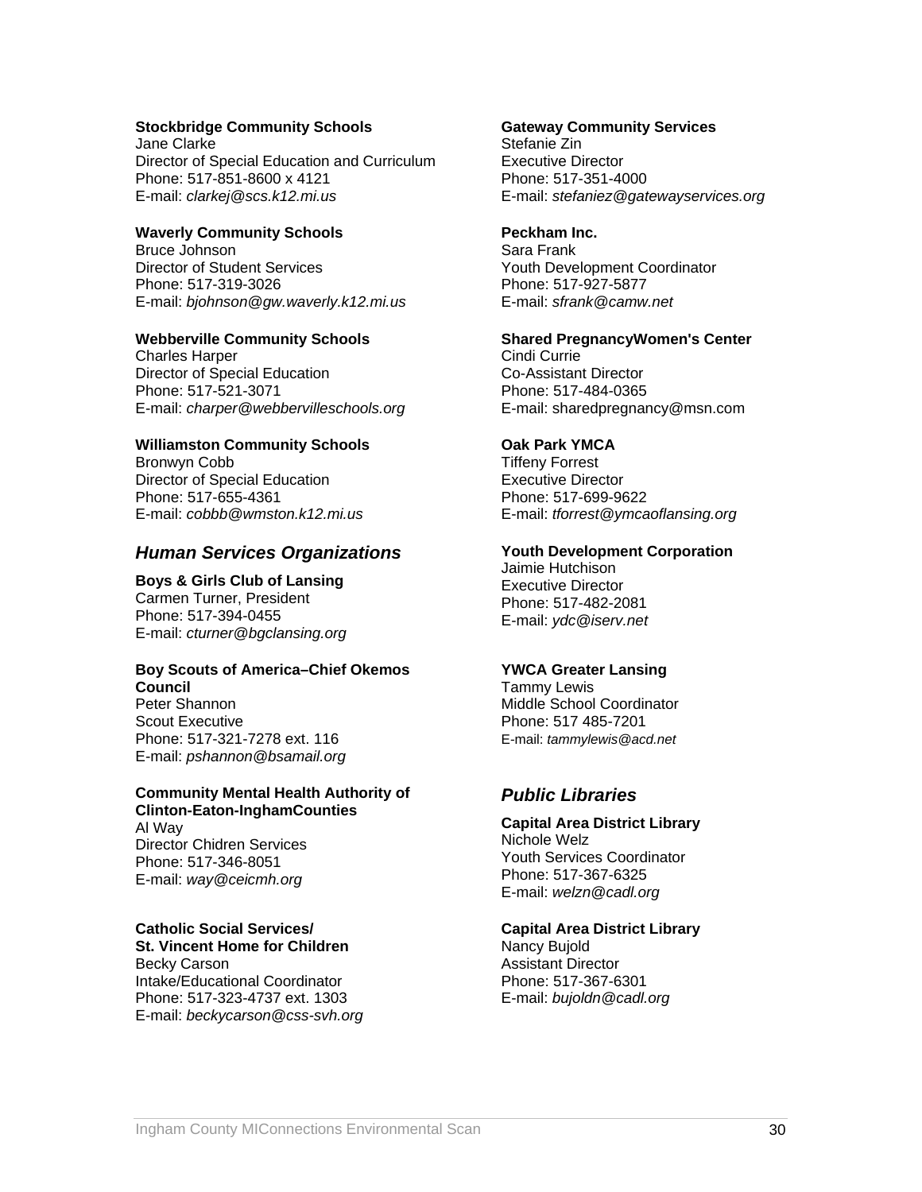**Stockbridge Community Schools**
Jane Clarke
Director of Special Education and Curriculum
Phone: 517-851-8600 x 4121
E-mail: *clarkej@scs.k12.mi.us*

**Waverly Community Schools**
Bruce Johnson
Director of Student Services
Phone: 517-319-3026
E-mail: *bjohnson@gw.waverly.k12.mi.us*

**Webberville Community Schools**
Charles Harper
Director of Special Education
Phone: 517-521-3071
E-mail: *charper@webbervilleschools.org*

**Williamston Community Schools**
Bronwyn Cobb
Director of Special Education
Phone: 517-655-4361
E-mail: *cobbb@wmston.k12.mi.us*

## *Human Services Organizations*

**Boys & Girls Club of Lansing**
Carmen Turner, President
Phone: 517-394-0455
E-mail: *cturner@bgclansing.org*

**Boy Scouts of America–Chief Okemos Council**
Peter Shannon
Scout Executive
Phone: 517-321-7278 ext. 116
E-mail: *pshannon@bsamail.org*

**Community Mental Health Authority of Clinton-Eaton-InghamCounties**
Al Way
Director Chidren Services
Phone: 517-346-8051
E-mail: *way@ceicmh.org*

**Catholic Social Services/**
**St. Vincent Home for Children**
Becky Carson
Intake/Educational Coordinator
Phone: 517-323-4737 ext. 1303
E-mail: *beckycarson@css-svh.org*

**Gateway Community Services**
Stefanie Zin
Executive Director
Phone: 517-351-4000
E-mail: *stefaniez@gatewayservices.org*

**Peckham Inc.**
Sara Frank
Youth Development Coordinator
Phone: 517-927-5877
E-mail: *sfrank@camw.net*

**Shared PregnancyWomen's Center**
Cindi Currie
Co-Assistant Director
Phone: 517-484-0365
E-mail: sharedpregnancy@msn.com

**Oak Park YMCA**
Tiffeny Forrest
Executive Director
Phone: 517-699-9622
E-mail: *tforrest@ymcaoflansing.org*

**Youth Development Corporation**
Jaimie Hutchison
Executive Director
Phone: 517-482-2081
E-mail: *ydc@iserv.net*

**YWCA Greater Lansing**
Tammy Lewis
Middle School Coordinator
Phone: 517 485-7201
E-mail: *tammylewis@acd.net*

## *Public Libraries*

**Capital Area District Library**
Nichole Welz
Youth Services Coordinator
Phone: 517-367-6325
E-mail: *welzn@cadl.org*

**Capital Area District Library**
Nancy Bujold
Assistant Director
Phone: 517-367-6301
E-mail: *bujoldn@cadl.org*